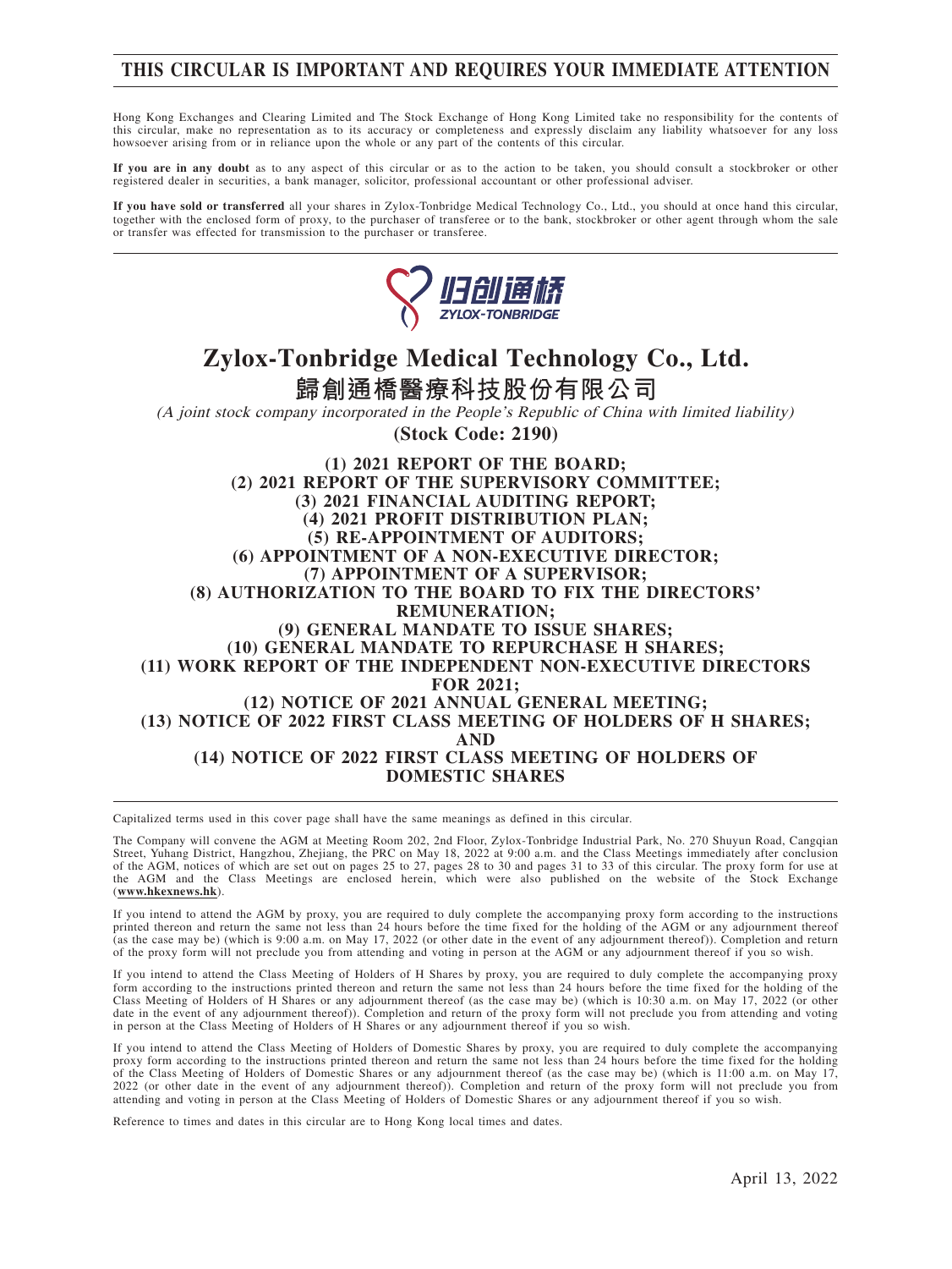**THIS CIRCULAR IS IMPORTANT AND REQUIRES YOUR IMMEDIATE ATTENTION**

Hong Kong Exchanges and Clearing Limited and The Stock Exchange of Hong Kong Limited take no responsibility for the contents of this circular, make no representation as to its accuracy or completeness and expressly disclaim any liability whatsoever for any loss howsoever arising from or in reliance upon the whole or any part of the contents of this circular.

**If you are in any doubt** as to any aspect of this circular or as to the action to be taken, you should consult a stockbroker or other registered dealer in securities, a bank manager, solicitor, professional accountant or other professional adviser.

**If you have sold or transferred** all your shares in Zylox-Tonbridge Medical Technology Co., Ltd., you should at once hand this circular, together with the enclosed form of proxy, to the purchaser of transferee or to the bank, stockbroker or other agent through whom the sale or transfer was effected for transmission to the purchaser or transferee.

# Zylox-Tonbridge Medical Technology Co., Ltd.

# 歸創通橋醫療科技股份有限公司

*(A joint stock company incorporated in the People's Republic of China with limited liability)*

**(Stock Code: 2190)**

**(1) 2021 REPORT OF THE BOARD;**
**(2) 2021 REPORT OF THE SUPERVISORY COMMITTEE;**
**(3) 2021 FINANCIAL AUDITING REPORT;**
**(4) 2021 PROFIT DISTRIBUTION PLAN;**
**(5) RE-APPOINTMENT OF AUDITORS;**
**(6) APPOINTMENT OF A NON-EXECUTIVE DIRECTOR;**
**(7) APPOINTMENT OF A SUPERVISOR;**
**(8) AUTHORIZATION TO THE BOARD TO FIX THE DIRECTORS' REMUNERATION;**
**(9) GENERAL MANDATE TO ISSUE SHARES;**
**(10) GENERAL MANDATE TO REPURCHASE H SHARES;**
**(11) WORK REPORT OF THE INDEPENDENT NON-EXECUTIVE DIRECTORS FOR 2021;**
**(12) NOTICE OF 2021 ANNUAL GENERAL MEETING;**
**(13) NOTICE OF 2022 FIRST CLASS MEETING OF HOLDERS OF H SHARES; AND**
**(14) NOTICE OF 2022 FIRST CLASS MEETING OF HOLDERS OF DOMESTIC SHARES**

Capitalized terms used in this cover page shall have the same meanings as defined in this circular.

The Company will convene the AGM at Meeting Room 202, 2nd Floor, Zylox-Tonbridge Industrial Park, No. 270 Shuyun Road, Cangqian Street, Yuhang District, Hangzhou, Zhejiang, the PRC on May 18, 2022 at 9:00 a.m. and the Class Meetings immediately after conclusion of the AGM, notices of which are set out on pages 25 to 27, pages 28 to 30 and pages 31 to 33 of this circular. The proxy form for use at the AGM and the Class Meetings are enclosed herein, which were also published on the website of the Stock Exchange (**www.hkexnews.hk**).

If you intend to attend the AGM by proxy, you are required to duly complete the accompanying proxy form according to the instructions printed thereon and return the same not less than 24 hours before the time fixed for the holding of the AGM or any adjournment thereof (as the case may be) (which is 9:00 a.m. on May 17, 2022 (or other date in the event of any adjournment thereof)). Completion and return of the proxy form will not preclude you from attending and voting in person at the AGM or any adjournment thereof if you so wish.

If you intend to attend the Class Meeting of Holders of H Shares by proxy, you are required to duly complete the accompanying proxy form according to the instructions printed thereon and return the same not less than 24 hours before the time fixed for the holding of the Class Meeting of Holders of H Shares or any adjournment thereof (as the case may be) (which is 10:30 a.m. on May 17, 2022 (or other date in the event of any adjournment thereof)). Completion and return of the proxy form will not preclude you from attending and voting in person at the Class Meeting of Holders of H Shares or any adjournment thereof if you so wish.

If you intend to attend the Class Meeting of Holders of Domestic Shares by proxy, you are required to duly complete the accompanying proxy form according to the instructions printed thereon and return the same not less than 24 hours before the time fixed for the holding of the Class Meeting of Holders of Domestic Shares or any adjournment thereof (as the case may be) (which is 11:00 a.m. on May 17, 2022 (or other date in the event of any adjournment thereof)). Completion and return of the proxy form will not preclude you from attending and voting in person at the Class Meeting of Holders of Domestic Shares or any adjournment thereof if you so wish.

Reference to times and dates in this circular are to Hong Kong local times and dates.

April 13, 2022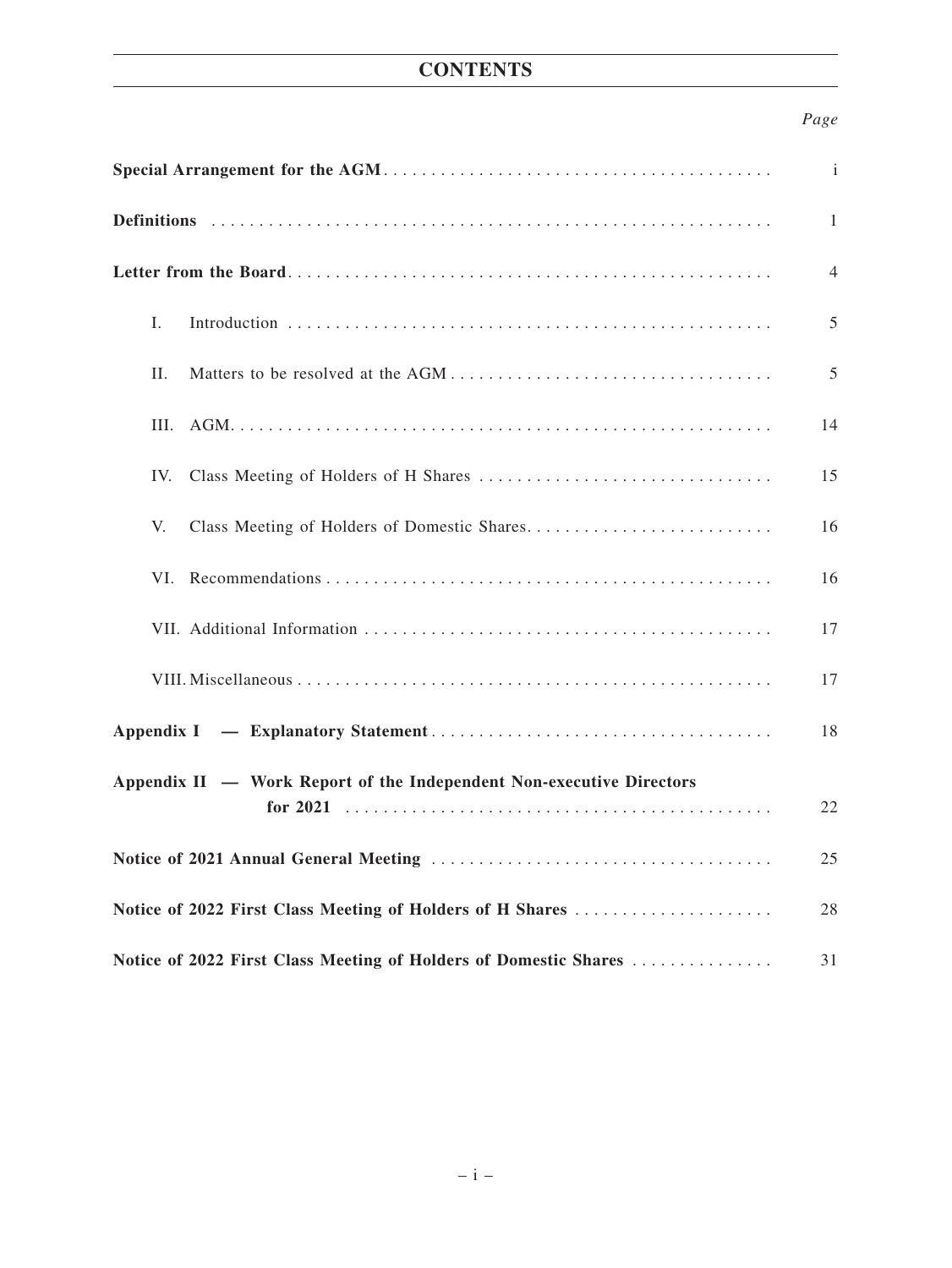# CONTENTS

| | Page |
|---|---|
| **Special Arrangement for the AGM** | i |
| **Definitions** | 1 |
| **Letter from the Board** | 4 |
| I. Introduction | 5 |
| II. Matters to be resolved at the AGM | 5 |
| III. AGM | 14 |
| IV. Class Meeting of Holders of H Shares | 15 |
| V. Class Meeting of Holders of Domestic Shares | 16 |
| VI. Recommendations | 16 |
| VII. Additional Information | 17 |
| VIII. Miscellaneous | 17 |
| **Appendix I — Explanatory Statement** | 18 |
| **Appendix II — Work Report of the Independent Non-executive Directors for 2021** | 22 |
| **Notice of 2021 Annual General Meeting** | 25 |
| **Notice of 2022 First Class Meeting of Holders of H Shares** | 28 |
| **Notice of 2022 First Class Meeting of Holders of Domestic Shares** | 31 |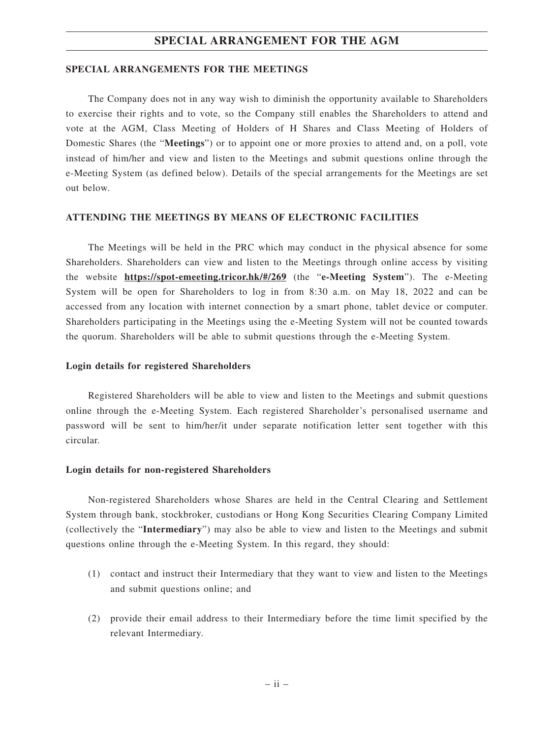## SPECIAL ARRANGEMENTS FOR THE MEETINGS

The Company does not in any way wish to diminish the opportunity available to Shareholders to exercise their rights and to vote, so the Company still enables the Shareholders to attend and vote at the AGM, Class Meeting of Holders of H Shares and Class Meeting of Holders of Domestic Shares (the "**Meetings**") or to appoint one or more proxies to attend and, on a poll, vote instead of him/her and view and listen to the Meetings and submit questions online through the e-Meeting System (as defined below). Details of the special arrangements for the Meetings are set out below.

## ATTENDING THE MEETINGS BY MEANS OF ELECTRONIC FACILITIES

The Meetings will be held in the PRC which may conduct in the physical absence for some Shareholders. Shareholders can view and listen to the Meetings through online access by visiting the website **https://spot-emeeting.tricor.hk/#/269** (the "**e-Meeting System**"). The e-Meeting System will be open for Shareholders to log in from 8:30 a.m. on May 18, 2022 and can be accessed from any location with internet connection by a smart phone, tablet device or computer. Shareholders participating in the Meetings using the e-Meeting System will not be counted towards the quorum. Shareholders will be able to submit questions through the e-Meeting System.

### Login details for registered Shareholders

Registered Shareholders will be able to view and listen to the Meetings and submit questions online through the e-Meeting System. Each registered Shareholder's personalised username and password will be sent to him/her/it under separate notification letter sent together with this circular.

### Login details for non-registered Shareholders

Non-registered Shareholders whose Shares are held in the Central Clearing and Settlement System through bank, stockbroker, custodians or Hong Kong Securities Clearing Company Limited (collectively the "**Intermediary**") may also be able to view and listen to the Meetings and submit questions online through the e-Meeting System. In this regard, they should:

(1) contact and instruct their Intermediary that they want to view and listen to the Meetings and submit questions online; and

(2) provide their email address to their Intermediary before the time limit specified by the relevant Intermediary.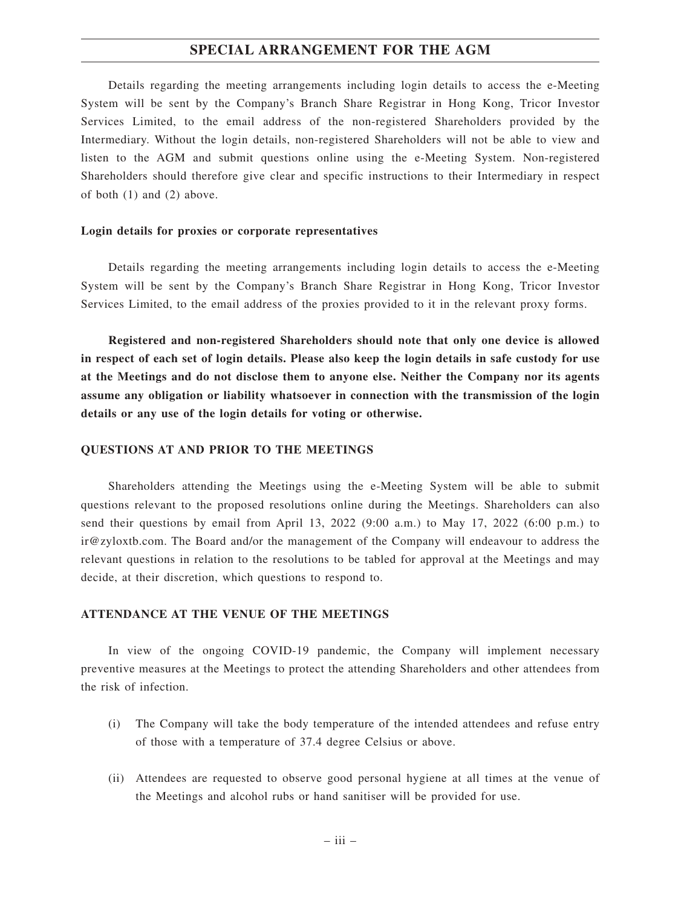Details regarding the meeting arrangements including login details to access the e-Meeting System will be sent by the Company's Branch Share Registrar in Hong Kong, Tricor Investor Services Limited, to the email address of the non-registered Shareholders provided by the Intermediary. Without the login details, non-registered Shareholders will not be able to view and listen to the AGM and submit questions online using the e-Meeting System. Non-registered Shareholders should therefore give clear and specific instructions to their Intermediary in respect of both (1) and (2) above.

**Login details for proxies or corporate representatives**

Details regarding the meeting arrangements including login details to access the e-Meeting System will be sent by the Company's Branch Share Registrar in Hong Kong, Tricor Investor Services Limited, to the email address of the proxies provided to it in the relevant proxy forms.

**Registered and non-registered Shareholders should note that only one device is allowed in respect of each set of login details. Please also keep the login details in safe custody for use at the Meetings and do not disclose them to anyone else. Neither the Company nor its agents assume any obligation or liability whatsoever in connection with the transmission of the login details or any use of the login details for voting or otherwise.**

**QUESTIONS AT AND PRIOR TO THE MEETINGS**

Shareholders attending the Meetings using the e-Meeting System will be able to submit questions relevant to the proposed resolutions online during the Meetings. Shareholders can also send their questions by email from April 13, 2022 (9:00 a.m.) to May 17, 2022 (6:00 p.m.) to ir@zyloxtb.com. The Board and/or the management of the Company will endeavour to address the relevant questions in relation to the resolutions to be tabled for approval at the Meetings and may decide, at their discretion, which questions to respond to.

**ATTENDANCE AT THE VENUE OF THE MEETINGS**

In view of the ongoing COVID-19 pandemic, the Company will implement necessary preventive measures at the Meetings to protect the attending Shareholders and other attendees from the risk of infection.

(i) The Company will take the body temperature of the intended attendees and refuse entry of those with a temperature of 37.4 degree Celsius or above.

(ii) Attendees are requested to observe good personal hygiene at all times at the venue of the Meetings and alcohol rubs or hand sanitiser will be provided for use.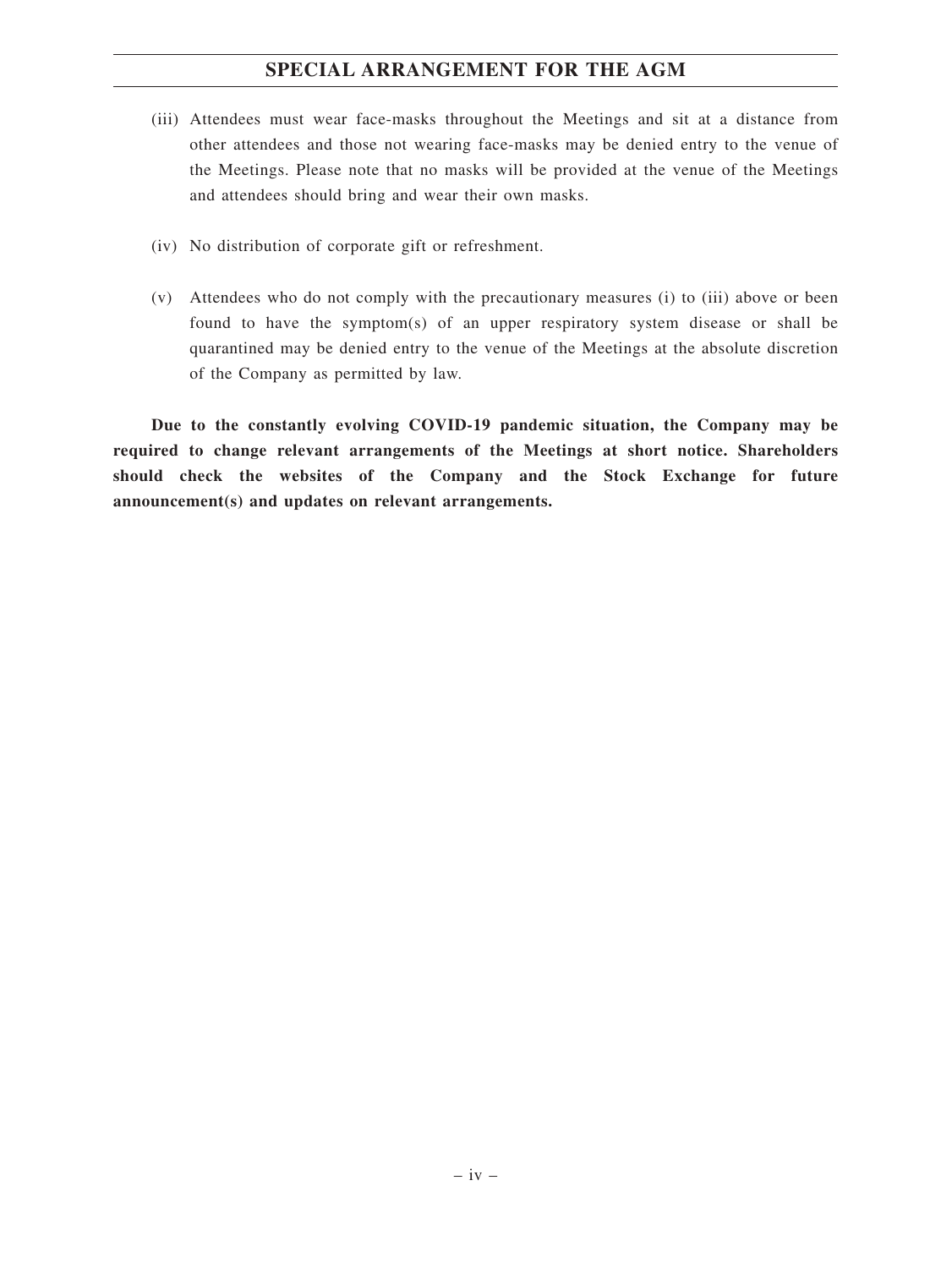(iii) Attendees must wear face-masks throughout the Meetings and sit at a distance from other attendees and those not wearing face-masks may be denied entry to the venue of the Meetings. Please note that no masks will be provided at the venue of the Meetings and attendees should bring and wear their own masks.

(iv) No distribution of corporate gift or refreshment.

(v) Attendees who do not comply with the precautionary measures (i) to (iii) above or been found to have the symptom(s) of an upper respiratory system disease or shall be quarantined may be denied entry to the venue of the Meetings at the absolute discretion of the Company as permitted by law.

**Due to the constantly evolving COVID-19 pandemic situation, the Company may be required to change relevant arrangements of the Meetings at short notice. Shareholders should check the websites of the Company and the Stock Exchange for future announcement(s) and updates on relevant arrangements.**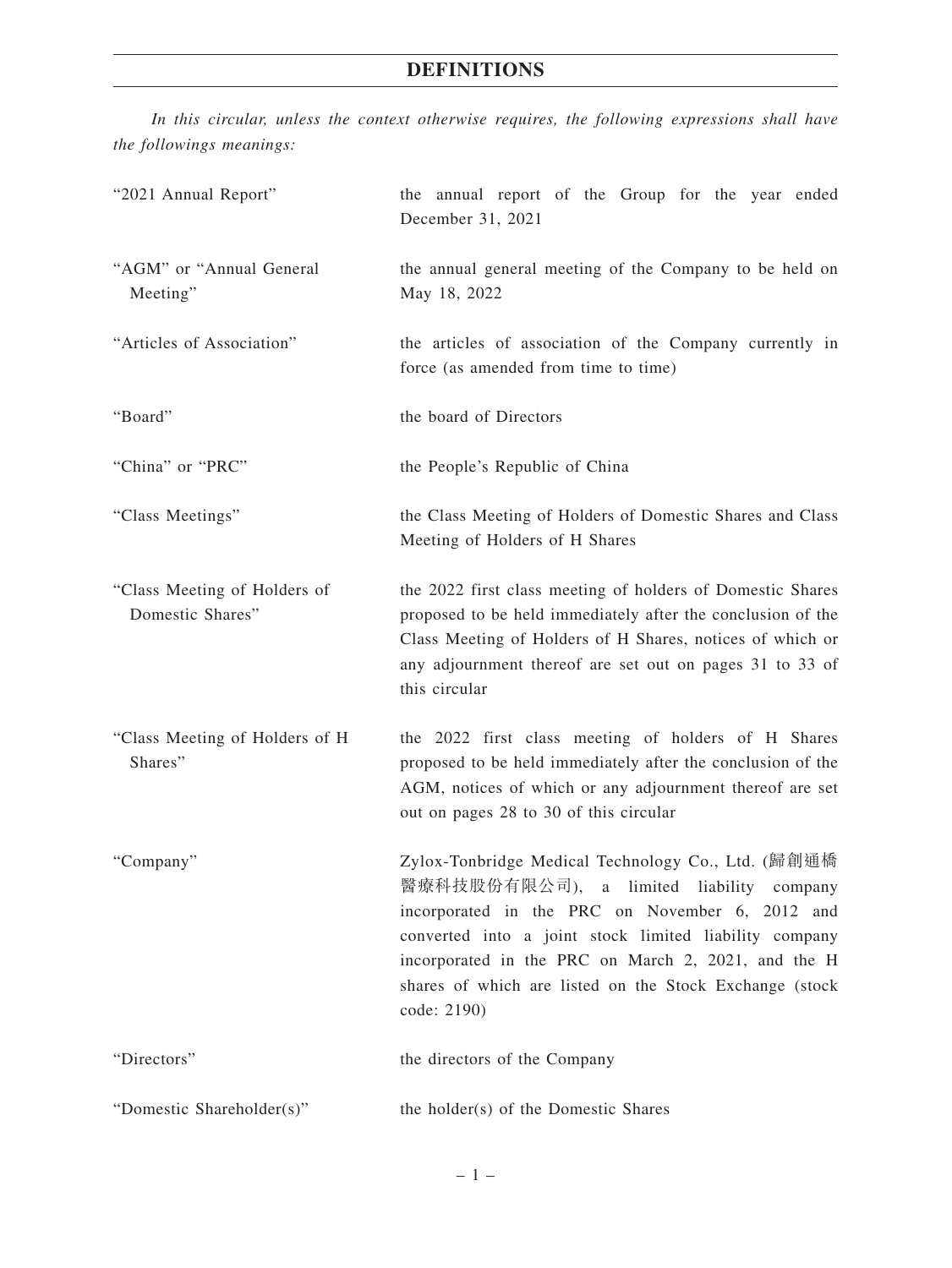# DEFINITIONS

*In this circular, unless the context otherwise requires, the following expressions shall have the followings meanings:*

| | |
|---|---|
| "2021 Annual Report" | the annual report of the Group for the year ended December 31, 2021 |
| "AGM" or "Annual General Meeting" | the annual general meeting of the Company to be held on May 18, 2022 |
| "Articles of Association" | the articles of association of the Company currently in force (as amended from time to time) |
| "Board" | the board of Directors |
| "China" or "PRC" | the People's Republic of China |
| "Class Meetings" | the Class Meeting of Holders of Domestic Shares and Class Meeting of Holders of H Shares |
| "Class Meeting of Holders of Domestic Shares" | the 2022 first class meeting of holders of Domestic Shares proposed to be held immediately after the conclusion of the Class Meeting of Holders of H Shares, notices of which or any adjournment thereof are set out on pages 31 to 33 of this circular |
| "Class Meeting of Holders of H Shares" | the 2022 first class meeting of holders of H Shares proposed to be held immediately after the conclusion of the AGM, notices of which or any adjournment thereof are set out on pages 28 to 30 of this circular |
| "Company" | Zylox-Tonbridge Medical Technology Co., Ltd. (歸創通橋醫療科技股份有限公司), a limited liability company incorporated in the PRC on November 6, 2012 and converted into a joint stock limited liability company incorporated in the PRC on March 2, 2021, and the H shares of which are listed on the Stock Exchange (stock code: 2190) |
| "Directors" | the directors of the Company |
| "Domestic Shareholder(s)" | the holder(s) of the Domestic Shares |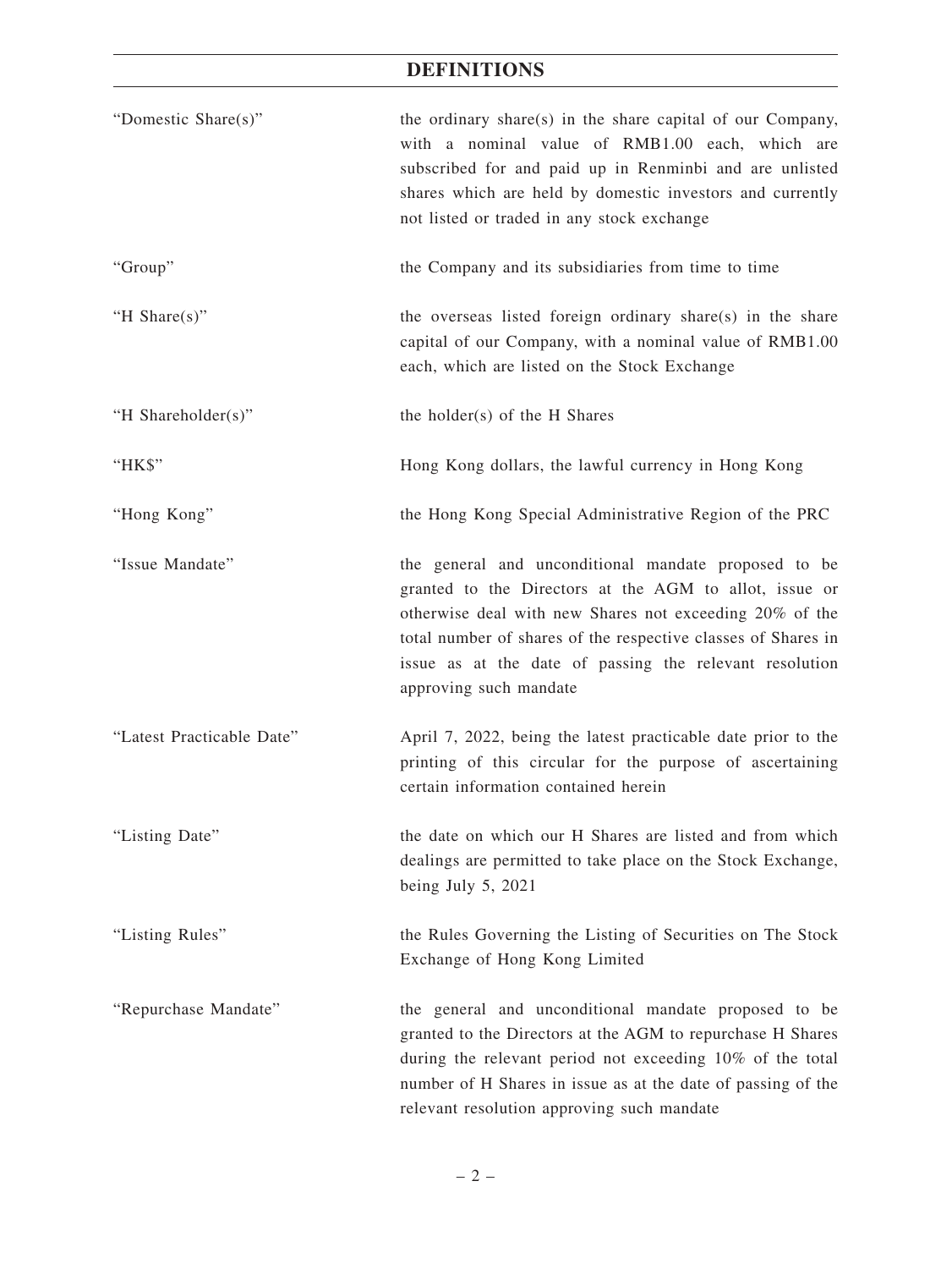# DEFINITIONS

| | |
|---|---|
| "Domestic Share(s)" | the ordinary share(s) in the share capital of our Company, with a nominal value of RMB1.00 each, which are subscribed for and paid up in Renminbi and are unlisted shares which are held by domestic investors and currently not listed or traded in any stock exchange |
| "Group" | the Company and its subsidiaries from time to time |
| "H Share(s)" | the overseas listed foreign ordinary share(s) in the share capital of our Company, with a nominal value of RMB1.00 each, which are listed on the Stock Exchange |
| "H Shareholder(s)" | the holder(s) of the H Shares |
| "HK$" | Hong Kong dollars, the lawful currency in Hong Kong |
| "Hong Kong" | the Hong Kong Special Administrative Region of the PRC |
| "Issue Mandate" | the general and unconditional mandate proposed to be granted to the Directors at the AGM to allot, issue or otherwise deal with new Shares not exceeding 20% of the total number of shares of the respective classes of Shares in issue as at the date of passing the relevant resolution approving such mandate |
| "Latest Practicable Date" | April 7, 2022, being the latest practicable date prior to the printing of this circular for the purpose of ascertaining certain information contained herein |
| "Listing Date" | the date on which our H Shares are listed and from which dealings are permitted to take place on the Stock Exchange, being July 5, 2021 |
| "Listing Rules" | the Rules Governing the Listing of Securities on The Stock Exchange of Hong Kong Limited |
| "Repurchase Mandate" | the general and unconditional mandate proposed to be granted to the Directors at the AGM to repurchase H Shares during the relevant period not exceeding 10% of the total number of H Shares in issue as at the date of passing of the relevant resolution approving such mandate |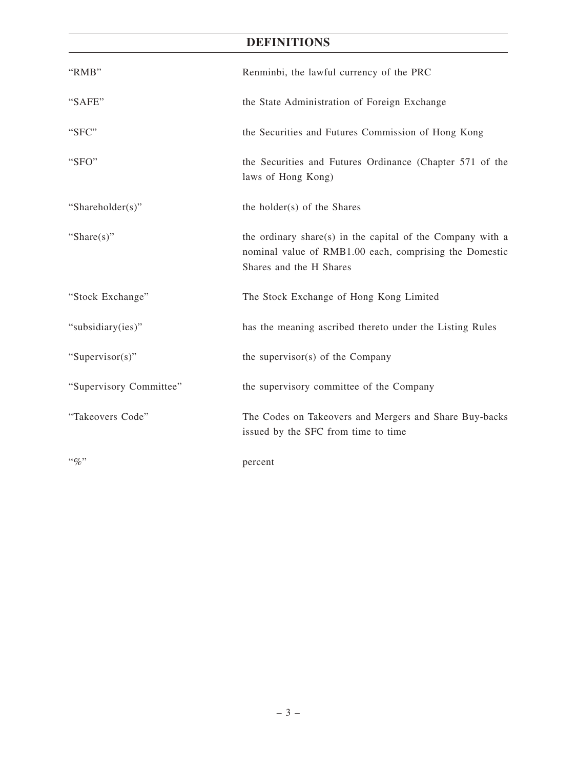## DEFINITIONS

| | |
|---|---|
| "RMB" | Renminbi, the lawful currency of the PRC |
| "SAFE" | the State Administration of Foreign Exchange |
| "SFC" | the Securities and Futures Commission of Hong Kong |
| "SFO" | the Securities and Futures Ordinance (Chapter 571 of the laws of Hong Kong) |
| "Shareholder(s)" | the holder(s) of the Shares |
| "Share(s)" | the ordinary share(s) in the capital of the Company with a nominal value of RMB1.00 each, comprising the Domestic Shares and the H Shares |
| "Stock Exchange" | The Stock Exchange of Hong Kong Limited |
| "subsidiary(ies)" | has the meaning ascribed thereto under the Listing Rules |
| "Supervisor(s)" | the supervisor(s) of the Company |
| "Supervisory Committee" | the supervisory committee of the Company |
| "Takeovers Code" | The Codes on Takeovers and Mergers and Share Buy-backs issued by the SFC from time to time |
| "%" | percent |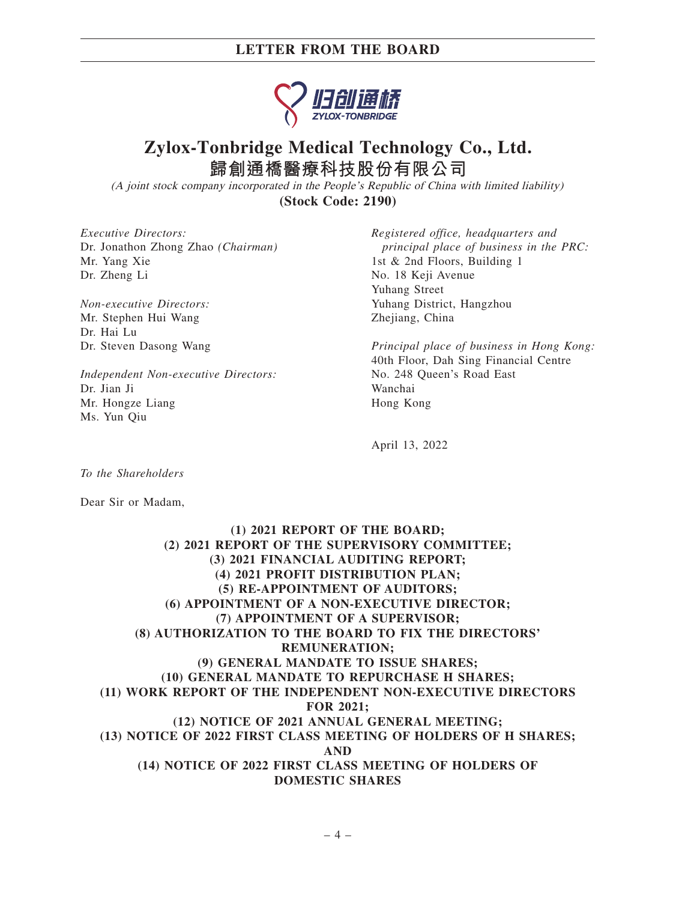# Zylox-Tonbridge Medical Technology Co., Ltd.

## 歸創通橋醫療科技股份有限公司

*(A joint stock company incorporated in the People's Republic of China with limited liability)*

**(Stock Code: 2190)**

*Executive Directors:*
Dr. Jonathon Zhong Zhao *(Chairman)*
Mr. Yang Xie
Dr. Zheng Li

*Non-executive Directors:*
Mr. Stephen Hui Wang
Dr. Hai Lu
Dr. Steven Dasong Wang

*Independent Non-executive Directors:*
Dr. Jian Ji
Mr. Hongze Liang
Ms. Yun Qiu

*Registered office, headquarters and principal place of business in the PRC:*
1st & 2nd Floors, Building 1
No. 18 Keji Avenue
Yuhang Street
Yuhang District, Hangzhou
Zhejiang, China

*Principal place of business in Hong Kong:*
40th Floor, Dah Sing Financial Centre
No. 248 Queen's Road East
Wanchai
Hong Kong

April 13, 2022

*To the Shareholders*

Dear Sir or Madam,

**(1) 2021 REPORT OF THE BOARD;
(2) 2021 REPORT OF THE SUPERVISORY COMMITTEE;
(3) 2021 FINANCIAL AUDITING REPORT;
(4) 2021 PROFIT DISTRIBUTION PLAN;
(5) RE-APPOINTMENT OF AUDITORS;
(6) APPOINTMENT OF A NON-EXECUTIVE DIRECTOR;
(7) APPOINTMENT OF A SUPERVISOR;
(8) AUTHORIZATION TO THE BOARD TO FIX THE DIRECTORS' REMUNERATION;
(9) GENERAL MANDATE TO ISSUE SHARES;
(10) GENERAL MANDATE TO REPURCHASE H SHARES;
(11) WORK REPORT OF THE INDEPENDENT NON-EXECUTIVE DIRECTORS FOR 2021;
(12) NOTICE OF 2021 ANNUAL GENERAL MEETING;
(13) NOTICE OF 2022 FIRST CLASS MEETING OF HOLDERS OF H SHARES; AND
(14) NOTICE OF 2022 FIRST CLASS MEETING OF HOLDERS OF DOMESTIC SHARES**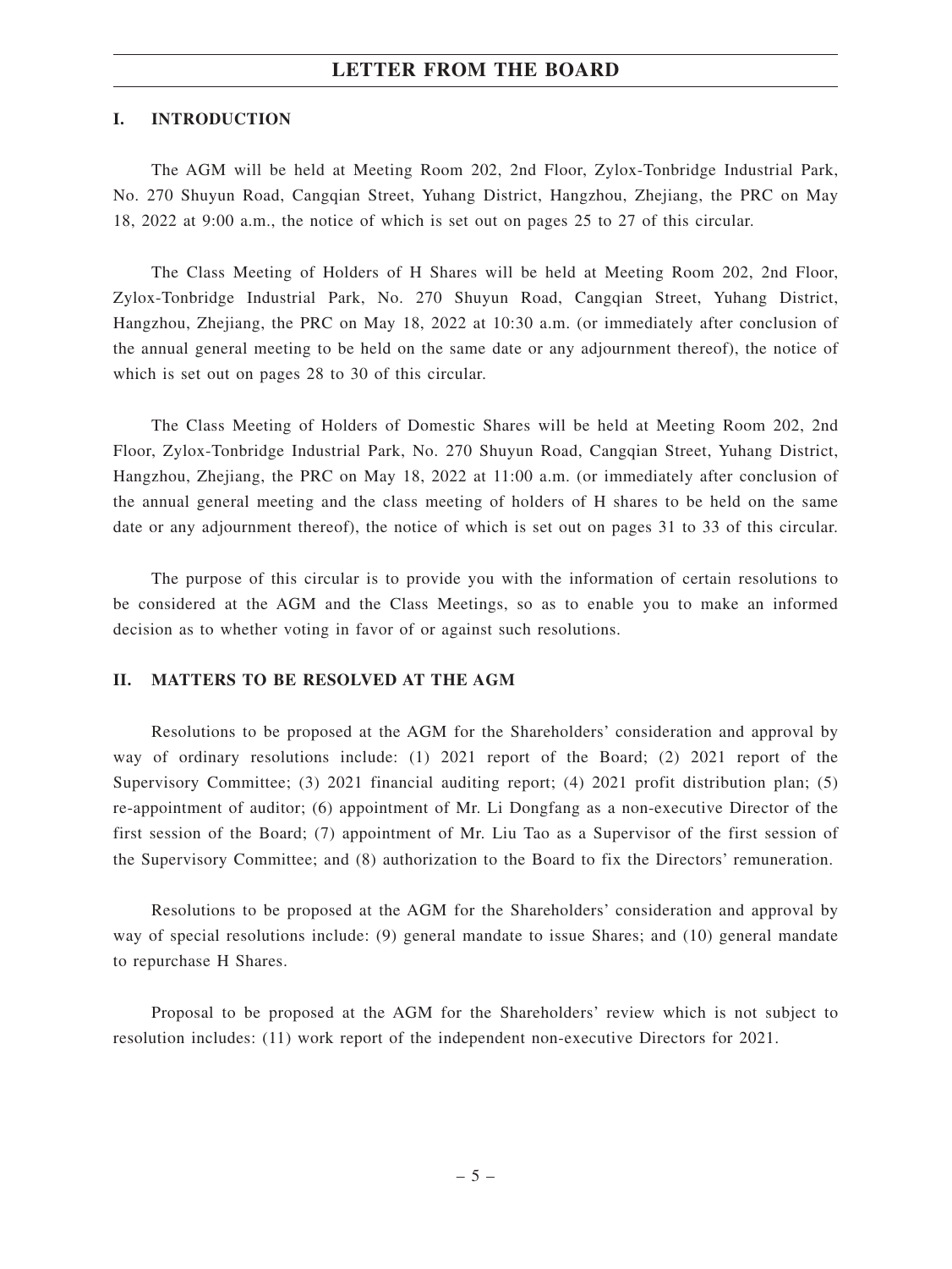## I. INTRODUCTION

The AGM will be held at Meeting Room 202, 2nd Floor, Zylox-Tonbridge Industrial Park, No. 270 Shuyun Road, Cangqian Street, Yuhang District, Hangzhou, Zhejiang, the PRC on May 18, 2022 at 9:00 a.m., the notice of which is set out on pages 25 to 27 of this circular.

The Class Meeting of Holders of H Shares will be held at Meeting Room 202, 2nd Floor, Zylox-Tonbridge Industrial Park, No. 270 Shuyun Road, Cangqian Street, Yuhang District, Hangzhou, Zhejiang, the PRC on May 18, 2022 at 10:30 a.m. (or immediately after conclusion of the annual general meeting to be held on the same date or any adjournment thereof), the notice of which is set out on pages 28 to 30 of this circular.

The Class Meeting of Holders of Domestic Shares will be held at Meeting Room 202, 2nd Floor, Zylox-Tonbridge Industrial Park, No. 270 Shuyun Road, Cangqian Street, Yuhang District, Hangzhou, Zhejiang, the PRC on May 18, 2022 at 11:00 a.m. (or immediately after conclusion of the annual general meeting and the class meeting of holders of H shares to be held on the same date or any adjournment thereof), the notice of which is set out on pages 31 to 33 of this circular.

The purpose of this circular is to provide you with the information of certain resolutions to be considered at the AGM and the Class Meetings, so as to enable you to make an informed decision as to whether voting in favor of or against such resolutions.

## II. MATTERS TO BE RESOLVED AT THE AGM

Resolutions to be proposed at the AGM for the Shareholders' consideration and approval by way of ordinary resolutions include: (1) 2021 report of the Board; (2) 2021 report of the Supervisory Committee; (3) 2021 financial auditing report; (4) 2021 profit distribution plan; (5) re-appointment of auditor; (6) appointment of Mr. Li Dongfang as a non-executive Director of the first session of the Board; (7) appointment of Mr. Liu Tao as a Supervisor of the first session of the Supervisory Committee; and (8) authorization to the Board to fix the Directors' remuneration.

Resolutions to be proposed at the AGM for the Shareholders' consideration and approval by way of special resolutions include: (9) general mandate to issue Shares; and (10) general mandate to repurchase H Shares.

Proposal to be proposed at the AGM for the Shareholders' review which is not subject to resolution includes: (11) work report of the independent non-executive Directors for 2021.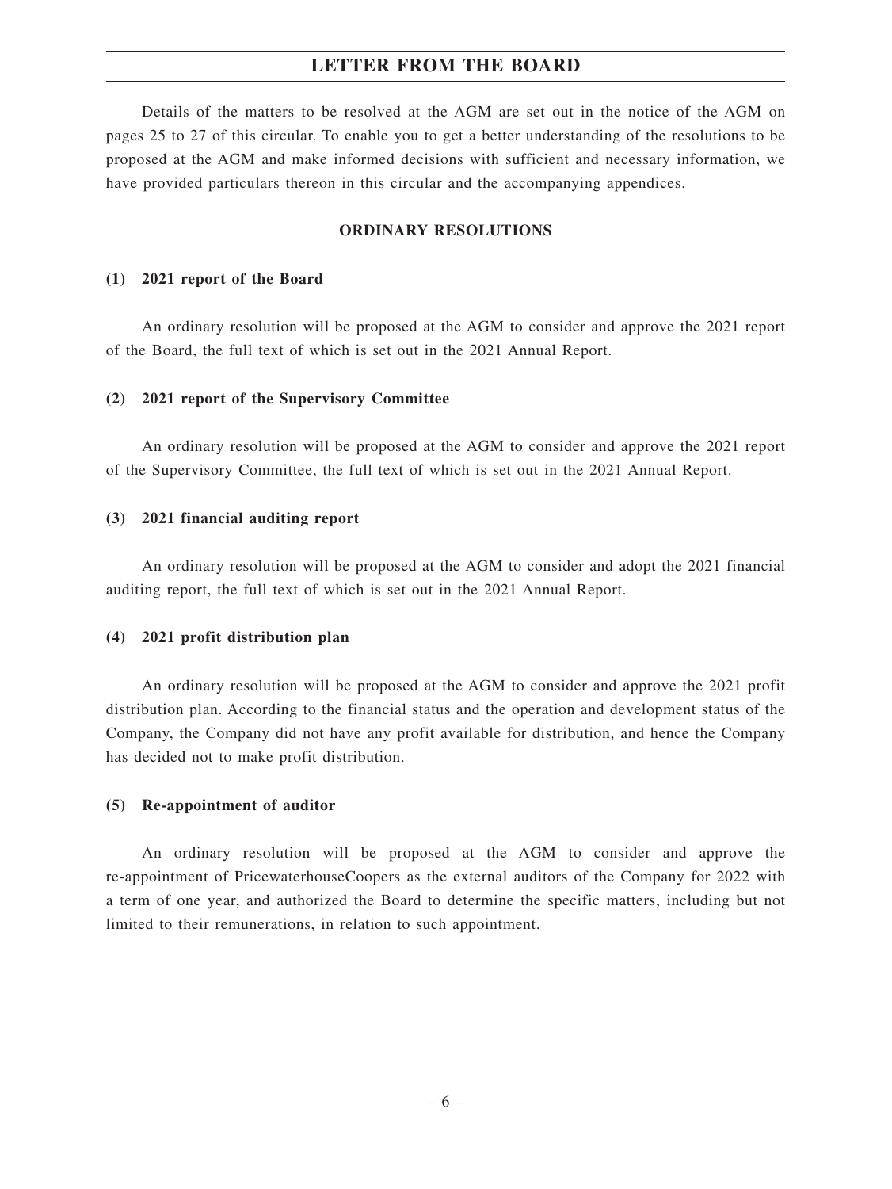Details of the matters to be resolved at the AGM are set out in the notice of the AGM on pages 25 to 27 of this circular. To enable you to get a better understanding of the resolutions to be proposed at the AGM and make informed decisions with sufficient and necessary information, we have provided particulars thereon in this circular and the accompanying appendices.

## ORDINARY RESOLUTIONS

### (1) 2021 report of the Board

An ordinary resolution will be proposed at the AGM to consider and approve the 2021 report of the Board, the full text of which is set out in the 2021 Annual Report.

### (2) 2021 report of the Supervisory Committee

An ordinary resolution will be proposed at the AGM to consider and approve the 2021 report of the Supervisory Committee, the full text of which is set out in the 2021 Annual Report.

### (3) 2021 financial auditing report

An ordinary resolution will be proposed at the AGM to consider and adopt the 2021 financial auditing report, the full text of which is set out in the 2021 Annual Report.

### (4) 2021 profit distribution plan

An ordinary resolution will be proposed at the AGM to consider and approve the 2021 profit distribution plan. According to the financial status and the operation and development status of the Company, the Company did not have any profit available for distribution, and hence the Company has decided not to make profit distribution.

### (5) Re-appointment of auditor

An ordinary resolution will be proposed at the AGM to consider and approve the re-appointment of PricewaterhouseCoopers as the external auditors of the Company for 2022 with a term of one year, and authorized the Board to determine the specific matters, including but not limited to their remunerations, in relation to such appointment.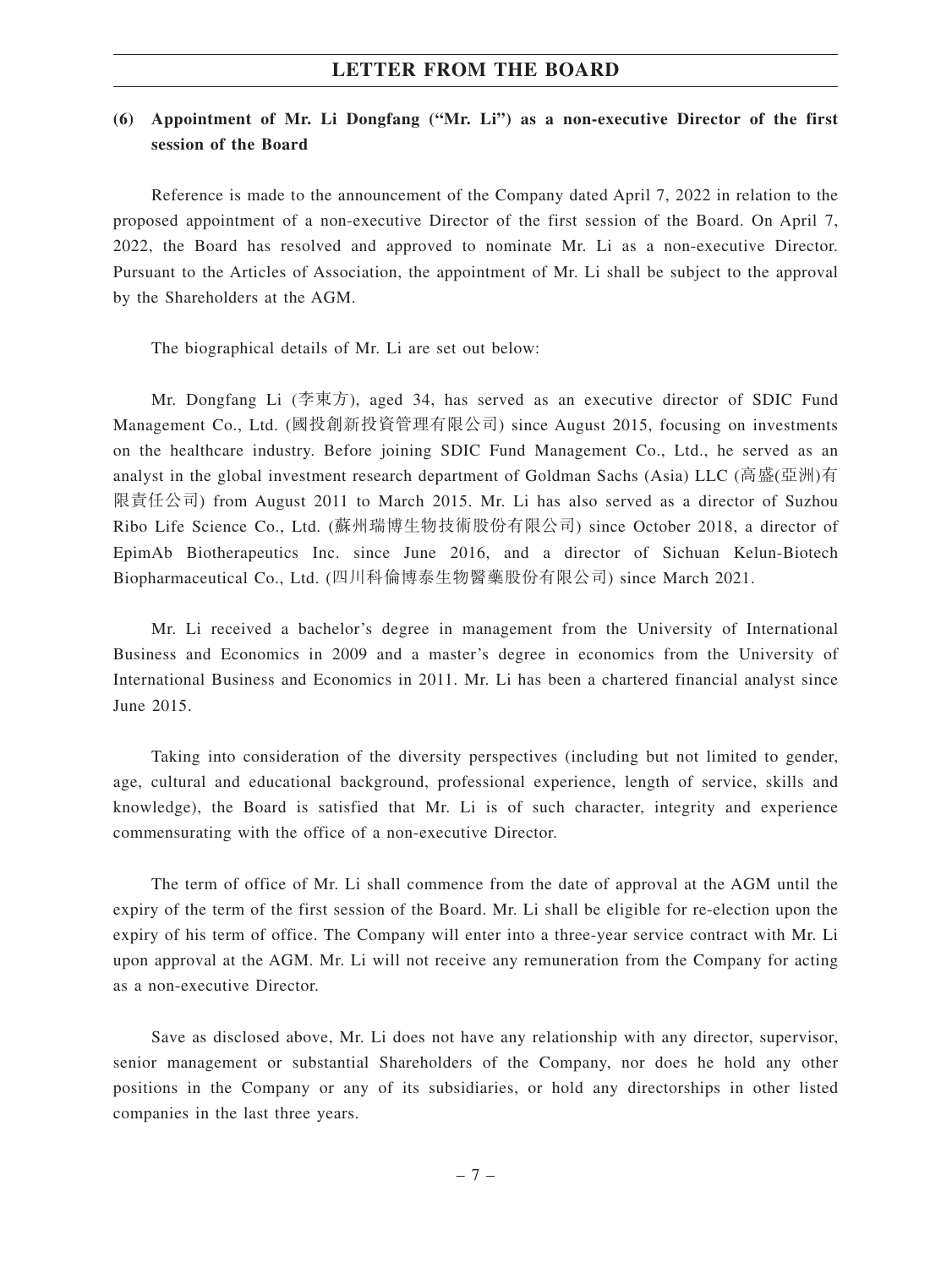### (6) Appointment of Mr. Li Dongfang ("Mr. Li") as a non-executive Director of the first session of the Board

Reference is made to the announcement of the Company dated April 7, 2022 in relation to the proposed appointment of a non-executive Director of the first session of the Board. On April 7, 2022, the Board has resolved and approved to nominate Mr. Li as a non-executive Director. Pursuant to the Articles of Association, the appointment of Mr. Li shall be subject to the approval by the Shareholders at the AGM.

The biographical details of Mr. Li are set out below:

Mr. Dongfang Li (李東方), aged 34, has served as an executive director of SDIC Fund Management Co., Ltd. (國投創新投資管理有限公司) since August 2015, focusing on investments on the healthcare industry. Before joining SDIC Fund Management Co., Ltd., he served as an analyst in the global investment research department of Goldman Sachs (Asia) LLC (高盛(亞洲)有限責任公司) from August 2011 to March 2015. Mr. Li has also served as a director of Suzhou Ribo Life Science Co., Ltd. (蘇州瑞博生物技術股份有限公司) since October 2018, a director of EpimAb Biotherapeutics Inc. since June 2016, and a director of Sichuan Kelun-Biotech Biopharmaceutical Co., Ltd. (四川科倫博泰生物醫藥股份有限公司) since March 2021.

Mr. Li received a bachelor's degree in management from the University of International Business and Economics in 2009 and a master's degree in economics from the University of International Business and Economics in 2011. Mr. Li has been a chartered financial analyst since June 2015.

Taking into consideration of the diversity perspectives (including but not limited to gender, age, cultural and educational background, professional experience, length of service, skills and knowledge), the Board is satisfied that Mr. Li is of such character, integrity and experience commensurating with the office of a non-executive Director.

The term of office of Mr. Li shall commence from the date of approval at the AGM until the expiry of the term of the first session of the Board. Mr. Li shall be eligible for re-election upon the expiry of his term of office. The Company will enter into a three-year service contract with Mr. Li upon approval at the AGM. Mr. Li will not receive any remuneration from the Company for acting as a non-executive Director.

Save as disclosed above, Mr. Li does not have any relationship with any director, supervisor, senior management or substantial Shareholders of the Company, nor does he hold any other positions in the Company or any of its subsidiaries, or hold any directorships in other listed companies in the last three years.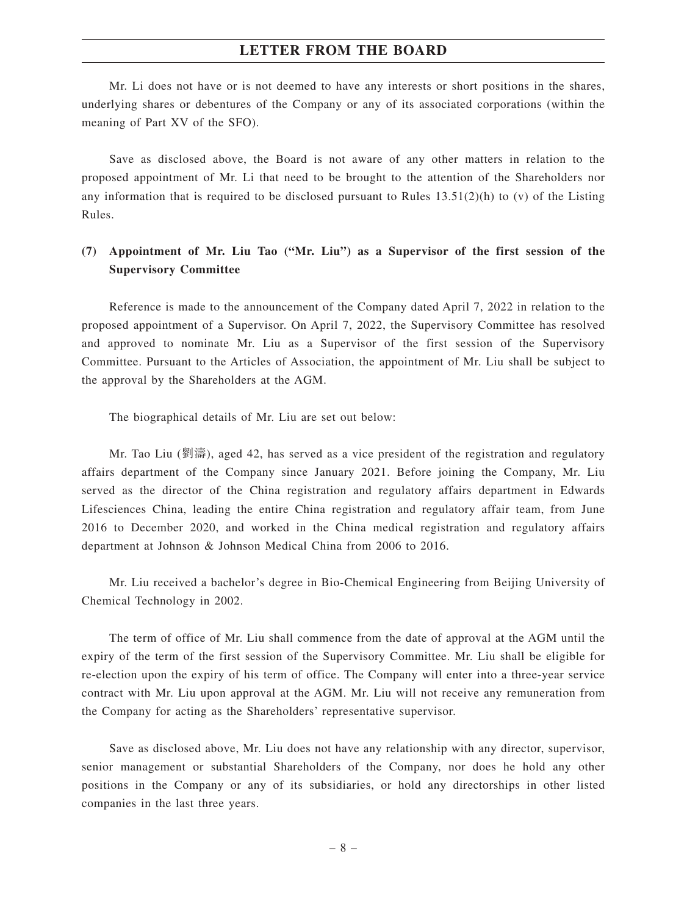Mr. Li does not have or is not deemed to have any interests or short positions in the shares, underlying shares or debentures of the Company or any of its associated corporations (within the meaning of Part XV of the SFO).

Save as disclosed above, the Board is not aware of any other matters in relation to the proposed appointment of Mr. Li that need to be brought to the attention of the Shareholders nor any information that is required to be disclosed pursuant to Rules 13.51(2)(h) to (v) of the Listing Rules.

**(7) Appointment of Mr. Liu Tao ("Mr. Liu") as a Supervisor of the first session of the Supervisory Committee**

Reference is made to the announcement of the Company dated April 7, 2022 in relation to the proposed appointment of a Supervisor. On April 7, 2022, the Supervisory Committee has resolved and approved to nominate Mr. Liu as a Supervisor of the first session of the Supervisory Committee. Pursuant to the Articles of Association, the appointment of Mr. Liu shall be subject to the approval by the Shareholders at the AGM.

The biographical details of Mr. Liu are set out below:

Mr. Tao Liu (劉濤), aged 42, has served as a vice president of the registration and regulatory affairs department of the Company since January 2021. Before joining the Company, Mr. Liu served as the director of the China registration and regulatory affairs department in Edwards Lifesciences China, leading the entire China registration and regulatory affair team, from June 2016 to December 2020, and worked in the China medical registration and regulatory affairs department at Johnson & Johnson Medical China from 2006 to 2016.

Mr. Liu received a bachelor's degree in Bio-Chemical Engineering from Beijing University of Chemical Technology in 2002.

The term of office of Mr. Liu shall commence from the date of approval at the AGM until the expiry of the term of the first session of the Supervisory Committee. Mr. Liu shall be eligible for re-election upon the expiry of his term of office. The Company will enter into a three-year service contract with Mr. Liu upon approval at the AGM. Mr. Liu will not receive any remuneration from the Company for acting as the Shareholders' representative supervisor.

Save as disclosed above, Mr. Liu does not have any relationship with any director, supervisor, senior management or substantial Shareholders of the Company, nor does he hold any other positions in the Company or any of its subsidiaries, or hold any directorships in other listed companies in the last three years.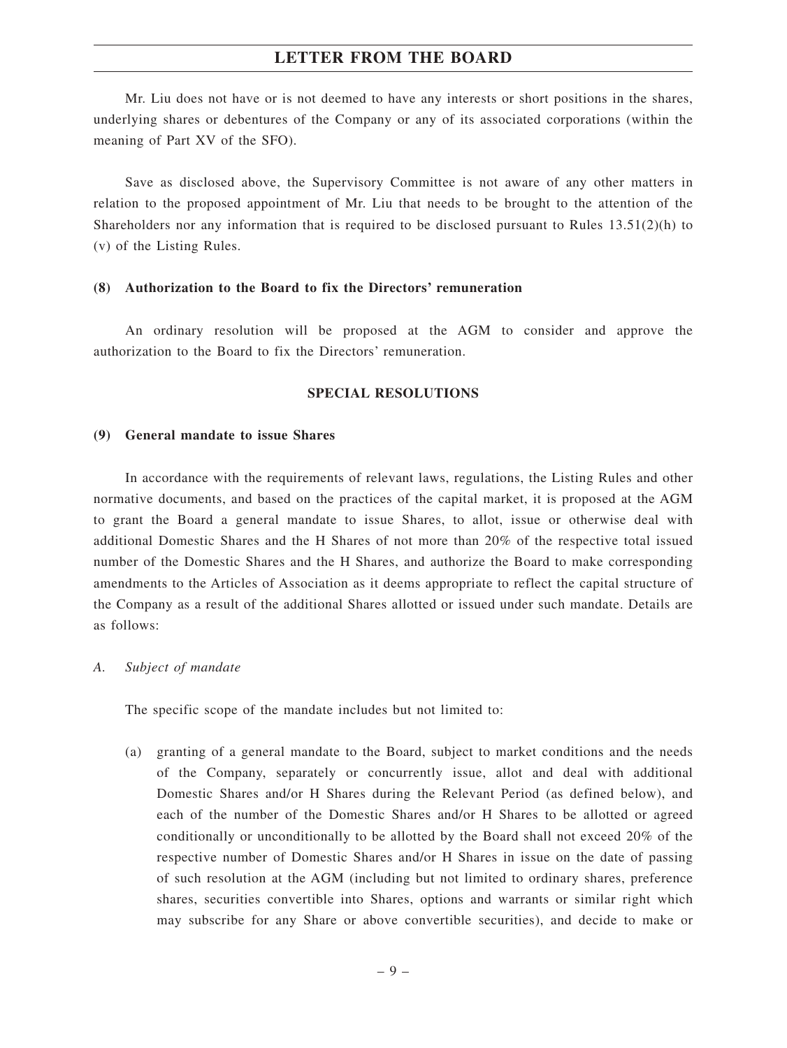Mr. Liu does not have or is not deemed to have any interests or short positions in the shares, underlying shares or debentures of the Company or any of its associated corporations (within the meaning of Part XV of the SFO).

Save as disclosed above, the Supervisory Committee is not aware of any other matters in relation to the proposed appointment of Mr. Liu that needs to be brought to the attention of the Shareholders nor any information that is required to be disclosed pursuant to Rules 13.51(2)(h) to (v) of the Listing Rules.

**(8) Authorization to the Board to fix the Directors' remuneration**

An ordinary resolution will be proposed at the AGM to consider and approve the authorization to the Board to fix the Directors' remuneration.

## SPECIAL RESOLUTIONS

**(9) General mandate to issue Shares**

In accordance with the requirements of relevant laws, regulations, the Listing Rules and other normative documents, and based on the practices of the capital market, it is proposed at the AGM to grant the Board a general mandate to issue Shares, to allot, issue or otherwise deal with additional Domestic Shares and the H Shares of not more than 20% of the respective total issued number of the Domestic Shares and the H Shares, and authorize the Board to make corresponding amendments to the Articles of Association as it deems appropriate to reflect the capital structure of the Company as a result of the additional Shares allotted or issued under such mandate. Details are as follows:

*A. Subject of mandate*

The specific scope of the mandate includes but not limited to:

(a) granting of a general mandate to the Board, subject to market conditions and the needs of the Company, separately or concurrently issue, allot and deal with additional Domestic Shares and/or H Shares during the Relevant Period (as defined below), and each of the number of the Domestic Shares and/or H Shares to be allotted or agreed conditionally or unconditionally to be allotted by the Board shall not exceed 20% of the respective number of Domestic Shares and/or H Shares in issue on the date of passing of such resolution at the AGM (including but not limited to ordinary shares, preference shares, securities convertible into Shares, options and warrants or similar right which may subscribe for any Share or above convertible securities), and decide to make or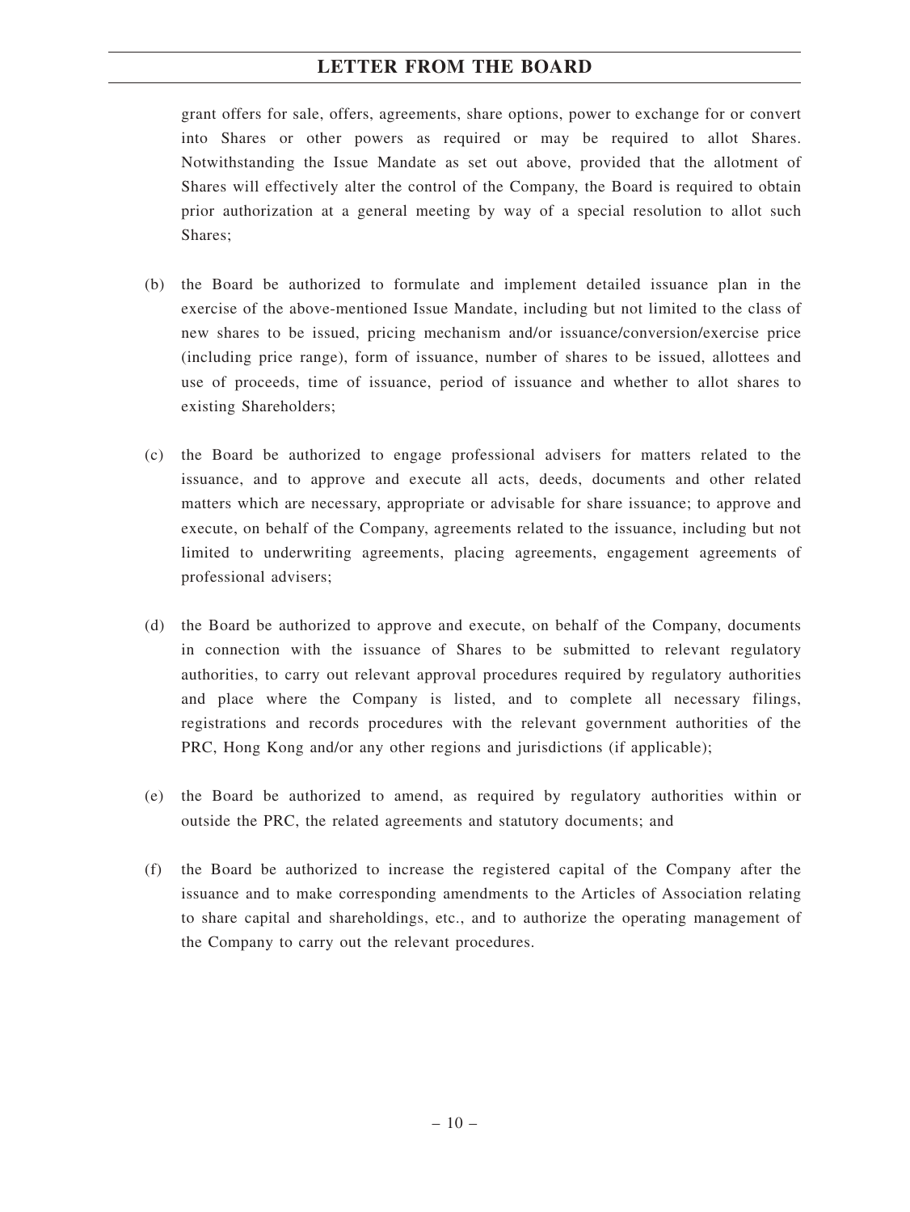grant offers for sale, offers, agreements, share options, power to exchange for or convert into Shares or other powers as required or may be required to allot Shares. Notwithstanding the Issue Mandate as set out above, provided that the allotment of Shares will effectively alter the control of the Company, the Board is required to obtain prior authorization at a general meeting by way of a special resolution to allot such Shares;

(b) the Board be authorized to formulate and implement detailed issuance plan in the exercise of the above-mentioned Issue Mandate, including but not limited to the class of new shares to be issued, pricing mechanism and/or issuance/conversion/exercise price (including price range), form of issuance, number of shares to be issued, allottees and use of proceeds, time of issuance, period of issuance and whether to allot shares to existing Shareholders;

(c) the Board be authorized to engage professional advisers for matters related to the issuance, and to approve and execute all acts, deeds, documents and other related matters which are necessary, appropriate or advisable for share issuance; to approve and execute, on behalf of the Company, agreements related to the issuance, including but not limited to underwriting agreements, placing agreements, engagement agreements of professional advisers;

(d) the Board be authorized to approve and execute, on behalf of the Company, documents in connection with the issuance of Shares to be submitted to relevant regulatory authorities, to carry out relevant approval procedures required by regulatory authorities and place where the Company is listed, and to complete all necessary filings, registrations and records procedures with the relevant government authorities of the PRC, Hong Kong and/or any other regions and jurisdictions (if applicable);

(e) the Board be authorized to amend, as required by regulatory authorities within or outside the PRC, the related agreements and statutory documents; and

(f) the Board be authorized to increase the registered capital of the Company after the issuance and to make corresponding amendments to the Articles of Association relating to share capital and shareholdings, etc., and to authorize the operating management of the Company to carry out the relevant procedures.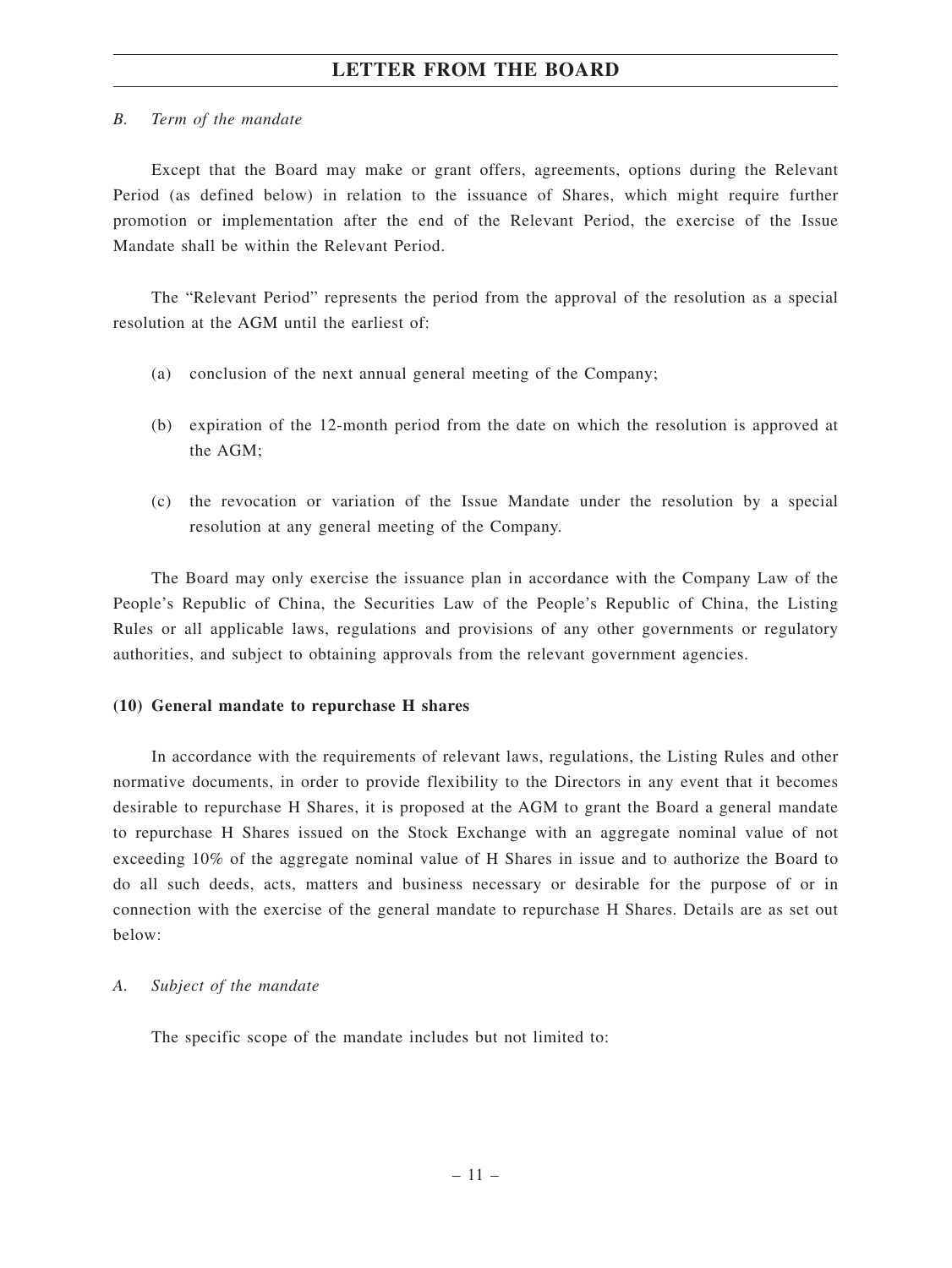*B. Term of the mandate*

Except that the Board may make or grant offers, agreements, options during the Relevant Period (as defined below) in relation to the issuance of Shares, which might require further promotion or implementation after the end of the Relevant Period, the exercise of the Issue Mandate shall be within the Relevant Period.

The "Relevant Period" represents the period from the approval of the resolution as a special resolution at the AGM until the earliest of:

(a) conclusion of the next annual general meeting of the Company;

(b) expiration of the 12-month period from the date on which the resolution is approved at the AGM;

(c) the revocation or variation of the Issue Mandate under the resolution by a special resolution at any general meeting of the Company.

The Board may only exercise the issuance plan in accordance with the Company Law of the People's Republic of China, the Securities Law of the People's Republic of China, the Listing Rules or all applicable laws, regulations and provisions of any other governments or regulatory authorities, and subject to obtaining approvals from the relevant government agencies.

**(10) General mandate to repurchase H shares**

In accordance with the requirements of relevant laws, regulations, the Listing Rules and other normative documents, in order to provide flexibility to the Directors in any event that it becomes desirable to repurchase H Shares, it is proposed at the AGM to grant the Board a general mandate to repurchase H Shares issued on the Stock Exchange with an aggregate nominal value of not exceeding 10% of the aggregate nominal value of H Shares in issue and to authorize the Board to do all such deeds, acts, matters and business necessary or desirable for the purpose of or in connection with the exercise of the general mandate to repurchase H Shares. Details are as set out below:

*A. Subject of the mandate*

The specific scope of the mandate includes but not limited to: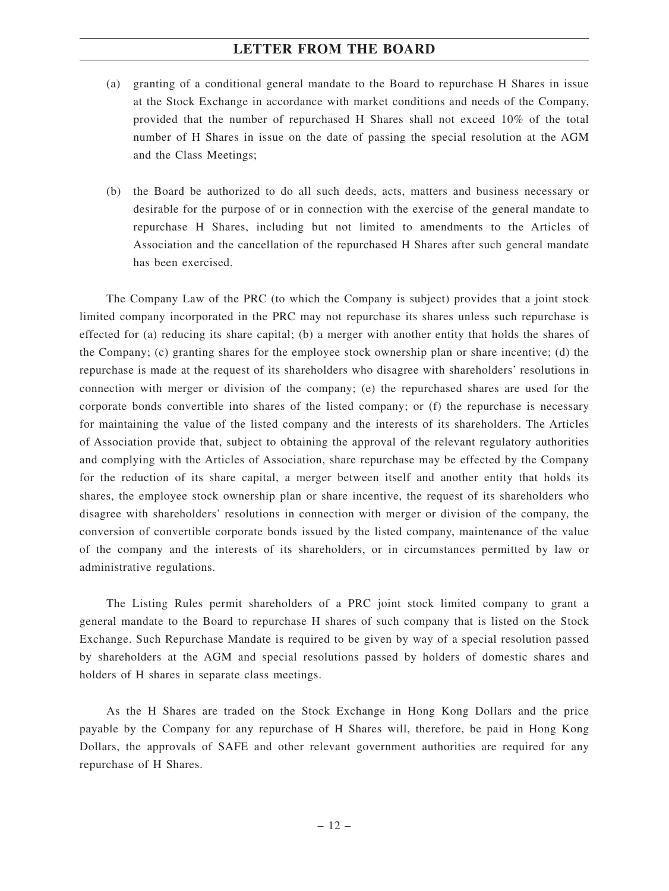(a) granting of a conditional general mandate to the Board to repurchase H Shares in issue at the Stock Exchange in accordance with market conditions and needs of the Company, provided that the number of repurchased H Shares shall not exceed 10% of the total number of H Shares in issue on the date of passing the special resolution at the AGM and the Class Meetings;

(b) the Board be authorized to do all such deeds, acts, matters and business necessary or desirable for the purpose of or in connection with the exercise of the general mandate to repurchase H Shares, including but not limited to amendments to the Articles of Association and the cancellation of the repurchased H Shares after such general mandate has been exercised.

The Company Law of the PRC (to which the Company is subject) provides that a joint stock limited company incorporated in the PRC may not repurchase its shares unless such repurchase is effected for (a) reducing its share capital; (b) a merger with another entity that holds the shares of the Company; (c) granting shares for the employee stock ownership plan or share incentive; (d) the repurchase is made at the request of its shareholders who disagree with shareholders' resolutions in connection with merger or division of the company; (e) the repurchased shares are used for the corporate bonds convertible into shares of the listed company; or (f) the repurchase is necessary for maintaining the value of the listed company and the interests of its shareholders. The Articles of Association provide that, subject to obtaining the approval of the relevant regulatory authorities and complying with the Articles of Association, share repurchase may be effected by the Company for the reduction of its share capital, a merger between itself and another entity that holds its shares, the employee stock ownership plan or share incentive, the request of its shareholders who disagree with shareholders' resolutions in connection with merger or division of the company, the conversion of convertible corporate bonds issued by the listed company, maintenance of the value of the company and the interests of its shareholders, or in circumstances permitted by law or administrative regulations.

The Listing Rules permit shareholders of a PRC joint stock limited company to grant a general mandate to the Board to repurchase H shares of such company that is listed on the Stock Exchange. Such Repurchase Mandate is required to be given by way of a special resolution passed by shareholders at the AGM and special resolutions passed by holders of domestic shares and holders of H shares in separate class meetings.

As the H Shares are traded on the Stock Exchange in Hong Kong Dollars and the price payable by the Company for any repurchase of H Shares will, therefore, be paid in Hong Kong Dollars, the approvals of SAFE and other relevant government authorities are required for any repurchase of H Shares.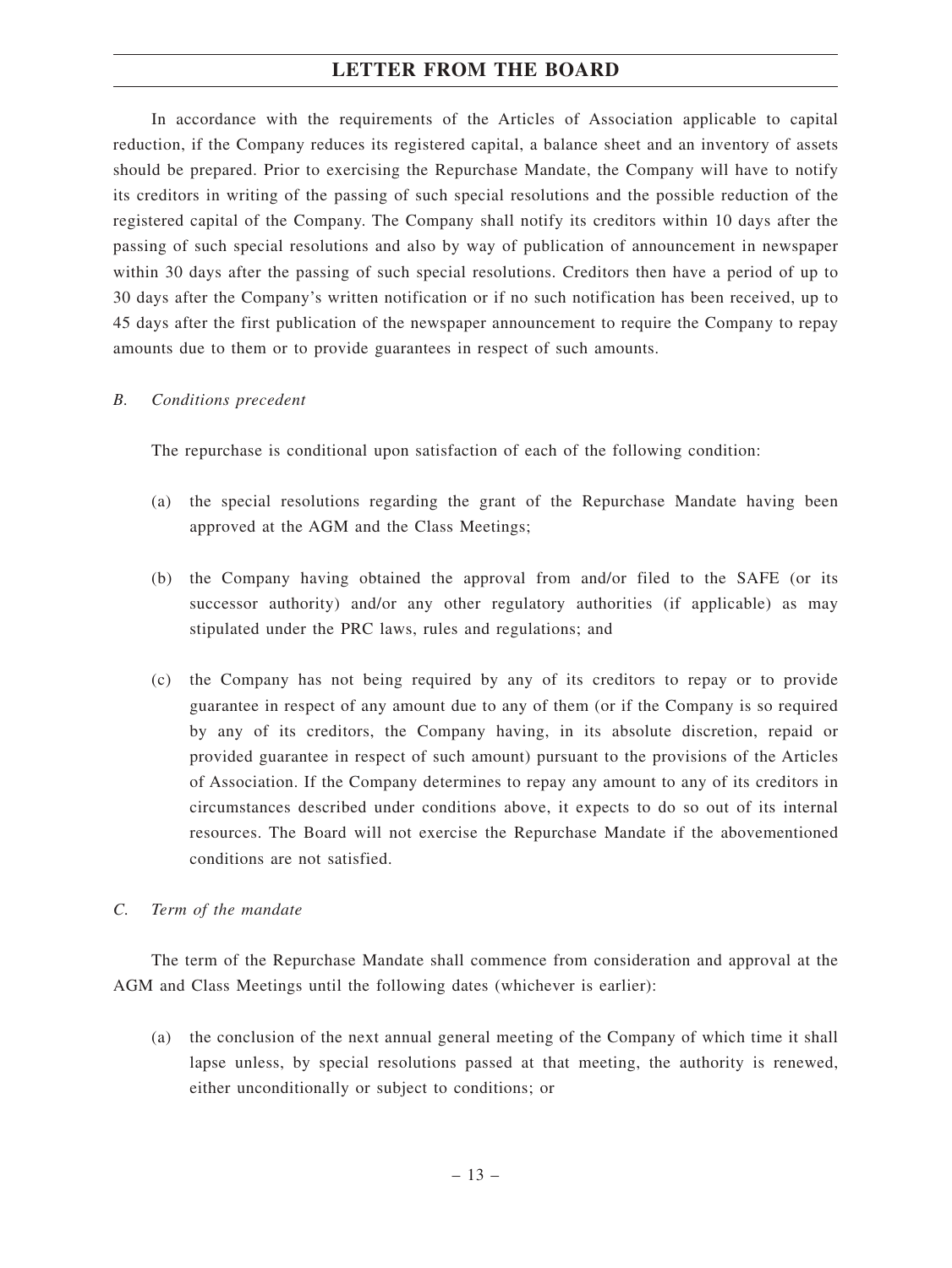In accordance with the requirements of the Articles of Association applicable to capital reduction, if the Company reduces its registered capital, a balance sheet and an inventory of assets should be prepared. Prior to exercising the Repurchase Mandate, the Company will have to notify its creditors in writing of the passing of such special resolutions and the possible reduction of the registered capital of the Company. The Company shall notify its creditors within 10 days after the passing of such special resolutions and also by way of publication of announcement in newspaper within 30 days after the passing of such special resolutions. Creditors then have a period of up to 30 days after the Company's written notification or if no such notification has been received, up to 45 days after the first publication of the newspaper announcement to require the Company to repay amounts due to them or to provide guarantees in respect of such amounts.

*B. Conditions precedent*

The repurchase is conditional upon satisfaction of each of the following condition:

(a) the special resolutions regarding the grant of the Repurchase Mandate having been approved at the AGM and the Class Meetings;

(b) the Company having obtained the approval from and/or filed to the SAFE (or its successor authority) and/or any other regulatory authorities (if applicable) as may stipulated under the PRC laws, rules and regulations; and

(c) the Company has not being required by any of its creditors to repay or to provide guarantee in respect of any amount due to any of them (or if the Company is so required by any of its creditors, the Company having, in its absolute discretion, repaid or provided guarantee in respect of such amount) pursuant to the provisions of the Articles of Association. If the Company determines to repay any amount to any of its creditors in circumstances described under conditions above, it expects to do so out of its internal resources. The Board will not exercise the Repurchase Mandate if the abovementioned conditions are not satisfied.

*C. Term of the mandate*

The term of the Repurchase Mandate shall commence from consideration and approval at the AGM and Class Meetings until the following dates (whichever is earlier):

(a) the conclusion of the next annual general meeting of the Company of which time it shall lapse unless, by special resolutions passed at that meeting, the authority is renewed, either unconditionally or subject to conditions; or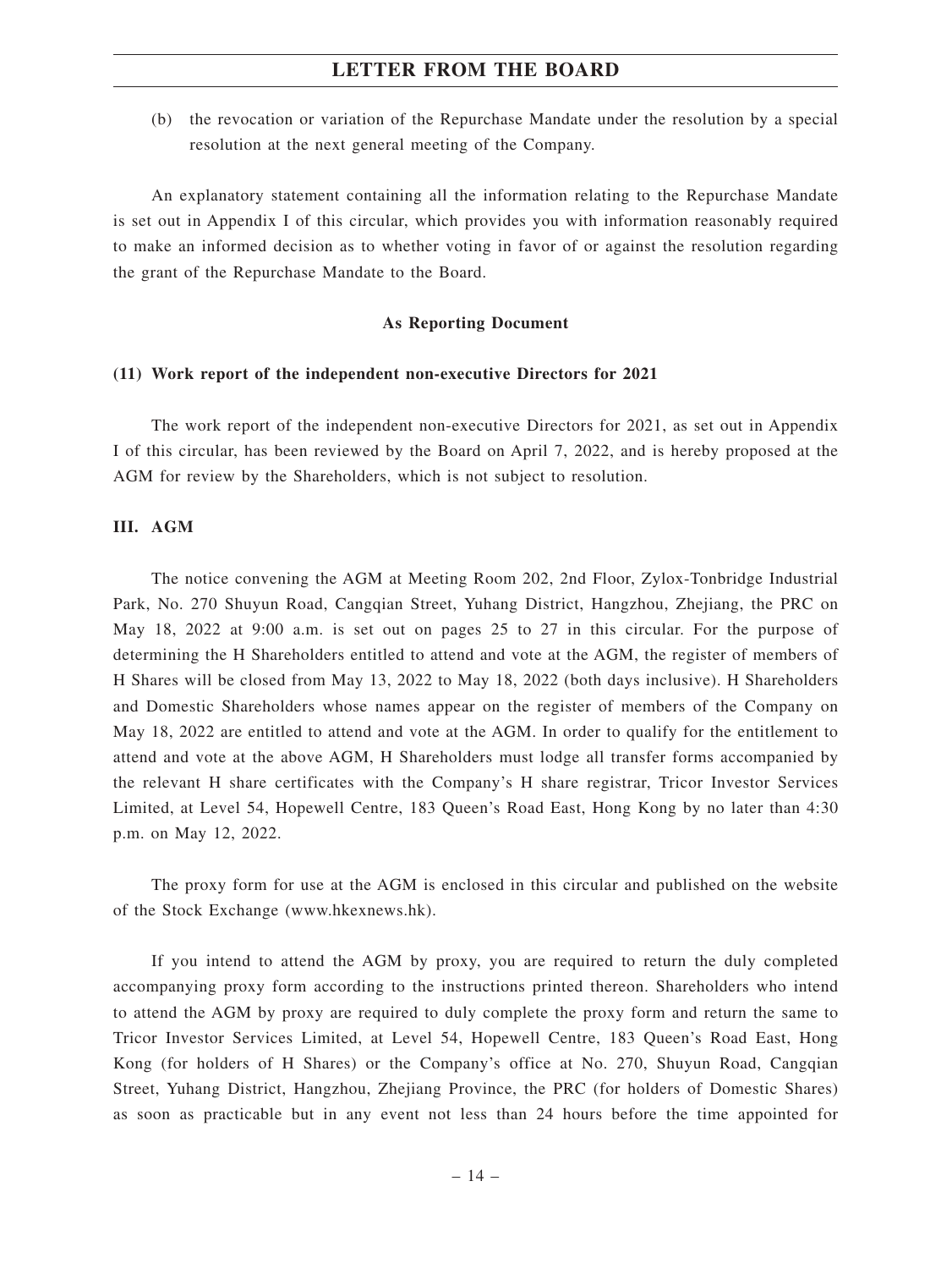(b) the revocation or variation of the Repurchase Mandate under the resolution by a special resolution at the next general meeting of the Company.

An explanatory statement containing all the information relating to the Repurchase Mandate is set out in Appendix I of this circular, which provides you with information reasonably required to make an informed decision as to whether voting in favor of or against the resolution regarding the grant of the Repurchase Mandate to the Board.

**As Reporting Document**

**(11) Work report of the independent non-executive Directors for 2021**

The work report of the independent non-executive Directors for 2021, as set out in Appendix I of this circular, has been reviewed by the Board on April 7, 2022, and is hereby proposed at the AGM for review by the Shareholders, which is not subject to resolution.

**III. AGM**

The notice convening the AGM at Meeting Room 202, 2nd Floor, Zylox-Tonbridge Industrial Park, No. 270 Shuyun Road, Cangqian Street, Yuhang District, Hangzhou, Zhejiang, the PRC on May 18, 2022 at 9:00 a.m. is set out on pages 25 to 27 in this circular. For the purpose of determining the H Shareholders entitled to attend and vote at the AGM, the register of members of H Shares will be closed from May 13, 2022 to May 18, 2022 (both days inclusive). H Shareholders and Domestic Shareholders whose names appear on the register of members of the Company on May 18, 2022 are entitled to attend and vote at the AGM. In order to qualify for the entitlement to attend and vote at the above AGM, H Shareholders must lodge all transfer forms accompanied by the relevant H share certificates with the Company's H share registrar, Tricor Investor Services Limited, at Level 54, Hopewell Centre, 183 Queen's Road East, Hong Kong by no later than 4:30 p.m. on May 12, 2022.

The proxy form for use at the AGM is enclosed in this circular and published on the website of the Stock Exchange (www.hkexnews.hk).

If you intend to attend the AGM by proxy, you are required to return the duly completed accompanying proxy form according to the instructions printed thereon. Shareholders who intend to attend the AGM by proxy are required to duly complete the proxy form and return the same to Tricor Investor Services Limited, at Level 54, Hopewell Centre, 183 Queen's Road East, Hong Kong (for holders of H Shares) or the Company's office at No. 270, Shuyun Road, Cangqian Street, Yuhang District, Hangzhou, Zhejiang Province, the PRC (for holders of Domestic Shares) as soon as practicable but in any event not less than 24 hours before the time appointed for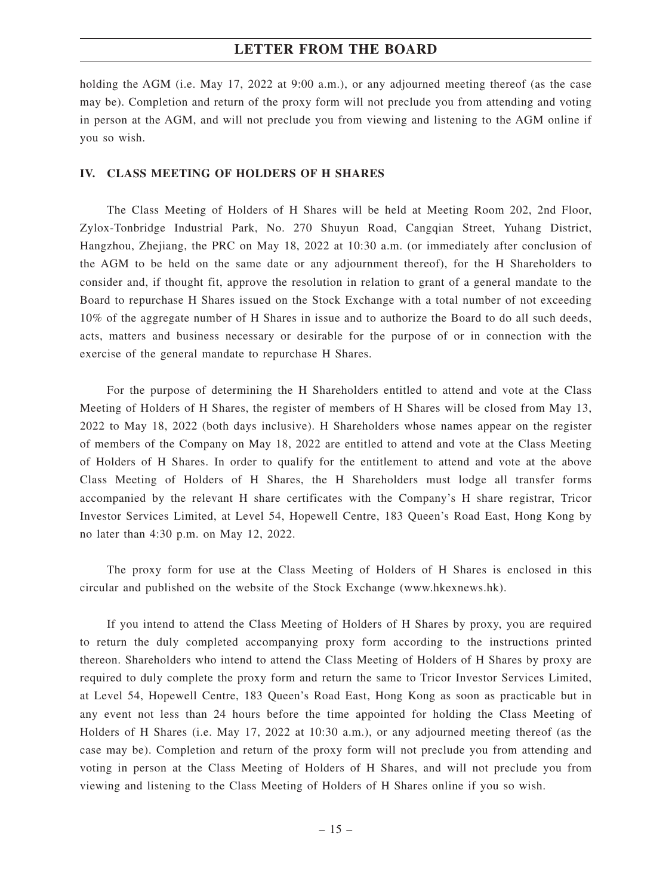holding the AGM (i.e. May 17, 2022 at 9:00 a.m.), or any adjourned meeting thereof (as the case may be). Completion and return of the proxy form will not preclude you from attending and voting in person at the AGM, and will not preclude you from viewing and listening to the AGM online if you so wish.

## IV. CLASS MEETING OF HOLDERS OF H SHARES

The Class Meeting of Holders of H Shares will be held at Meeting Room 202, 2nd Floor, Zylox-Tonbridge Industrial Park, No. 270 Shuyun Road, Cangqian Street, Yuhang District, Hangzhou, Zhejiang, the PRC on May 18, 2022 at 10:30 a.m. (or immediately after conclusion of the AGM to be held on the same date or any adjournment thereof), for the H Shareholders to consider and, if thought fit, approve the resolution in relation to grant of a general mandate to the Board to repurchase H Shares issued on the Stock Exchange with a total number of not exceeding 10% of the aggregate number of H Shares in issue and to authorize the Board to do all such deeds, acts, matters and business necessary or desirable for the purpose of or in connection with the exercise of the general mandate to repurchase H Shares.

For the purpose of determining the H Shareholders entitled to attend and vote at the Class Meeting of Holders of H Shares, the register of members of H Shares will be closed from May 13, 2022 to May 18, 2022 (both days inclusive). H Shareholders whose names appear on the register of members of the Company on May 18, 2022 are entitled to attend and vote at the Class Meeting of Holders of H Shares. In order to qualify for the entitlement to attend and vote at the above Class Meeting of Holders of H Shares, the H Shareholders must lodge all transfer forms accompanied by the relevant H share certificates with the Company's H share registrar, Tricor Investor Services Limited, at Level 54, Hopewell Centre, 183 Queen's Road East, Hong Kong by no later than 4:30 p.m. on May 12, 2022.

The proxy form for use at the Class Meeting of Holders of H Shares is enclosed in this circular and published on the website of the Stock Exchange (www.hkexnews.hk).

If you intend to attend the Class Meeting of Holders of H Shares by proxy, you are required to return the duly completed accompanying proxy form according to the instructions printed thereon. Shareholders who intend to attend the Class Meeting of Holders of H Shares by proxy are required to duly complete the proxy form and return the same to Tricor Investor Services Limited, at Level 54, Hopewell Centre, 183 Queen's Road East, Hong Kong as soon as practicable but in any event not less than 24 hours before the time appointed for holding the Class Meeting of Holders of H Shares (i.e. May 17, 2022 at 10:30 a.m.), or any adjourned meeting thereof (as the case may be). Completion and return of the proxy form will not preclude you from attending and voting in person at the Class Meeting of Holders of H Shares, and will not preclude you from viewing and listening to the Class Meeting of Holders of H Shares online if you so wish.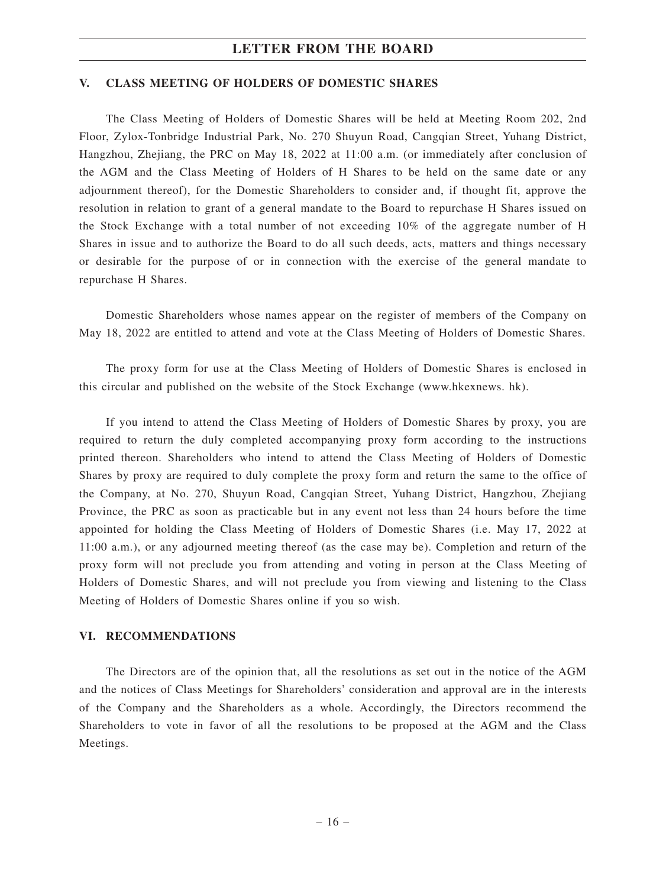## V. CLASS MEETING OF HOLDERS OF DOMESTIC SHARES

The Class Meeting of Holders of Domestic Shares will be held at Meeting Room 202, 2nd Floor, Zylox-Tonbridge Industrial Park, No. 270 Shuyun Road, Cangqian Street, Yuhang District, Hangzhou, Zhejiang, the PRC on May 18, 2022 at 11:00 a.m. (or immediately after conclusion of the AGM and the Class Meeting of Holders of H Shares to be held on the same date or any adjournment thereof), for the Domestic Shareholders to consider and, if thought fit, approve the resolution in relation to grant of a general mandate to the Board to repurchase H Shares issued on the Stock Exchange with a total number of not exceeding 10% of the aggregate number of H Shares in issue and to authorize the Board to do all such deeds, acts, matters and things necessary or desirable for the purpose of or in connection with the exercise of the general mandate to repurchase H Shares.

Domestic Shareholders whose names appear on the register of members of the Company on May 18, 2022 are entitled to attend and vote at the Class Meeting of Holders of Domestic Shares.

The proxy form for use at the Class Meeting of Holders of Domestic Shares is enclosed in this circular and published on the website of the Stock Exchange (www.hkexnews. hk).

If you intend to attend the Class Meeting of Holders of Domestic Shares by proxy, you are required to return the duly completed accompanying proxy form according to the instructions printed thereon. Shareholders who intend to attend the Class Meeting of Holders of Domestic Shares by proxy are required to duly complete the proxy form and return the same to the office of the Company, at No. 270, Shuyun Road, Cangqian Street, Yuhang District, Hangzhou, Zhejiang Province, the PRC as soon as practicable but in any event not less than 24 hours before the time appointed for holding the Class Meeting of Holders of Domestic Shares (i.e. May 17, 2022 at 11:00 a.m.), or any adjourned meeting thereof (as the case may be). Completion and return of the proxy form will not preclude you from attending and voting in person at the Class Meeting of Holders of Domestic Shares, and will not preclude you from viewing and listening to the Class Meeting of Holders of Domestic Shares online if you so wish.

## VI. RECOMMENDATIONS

The Directors are of the opinion that, all the resolutions as set out in the notice of the AGM and the notices of Class Meetings for Shareholders' consideration and approval are in the interests of the Company and the Shareholders as a whole. Accordingly, the Directors recommend the Shareholders to vote in favor of all the resolutions to be proposed at the AGM and the Class Meetings.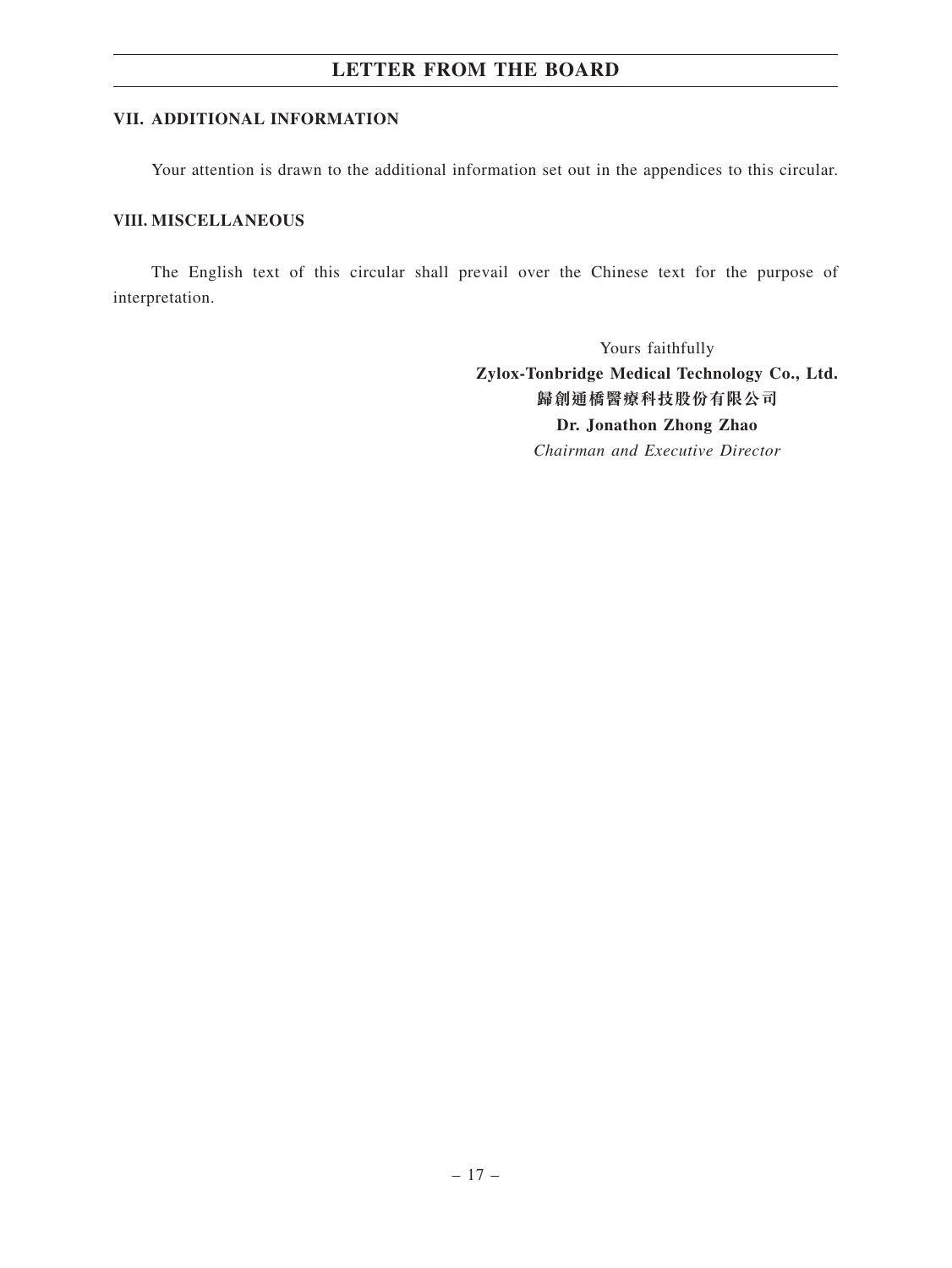## VII. ADDITIONAL INFORMATION

Your attention is drawn to the additional information set out in the appendices to this circular.

## VIII. MISCELLANEOUS

The English text of this circular shall prevail over the Chinese text for the purpose of interpretation.

Yours faithfully
**Zylox-Tonbridge Medical Technology Co., Ltd.**
**歸創通橋醫療科技股份有限公司**
**Dr. Jonathon Zhong Zhao**
*Chairman and Executive Director*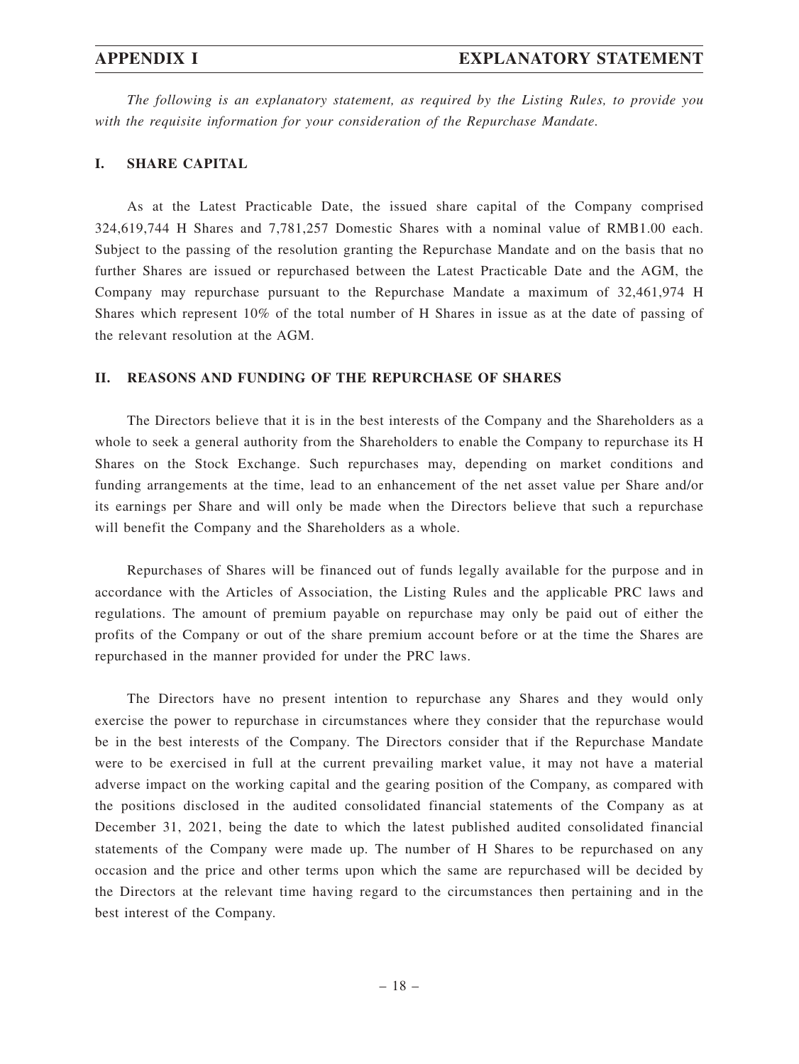*The following is an explanatory statement, as required by the Listing Rules, to provide you with the requisite information for your consideration of the Repurchase Mandate.*

## I. SHARE CAPITAL

As at the Latest Practicable Date, the issued share capital of the Company comprised 324,619,744 H Shares and 7,781,257 Domestic Shares with a nominal value of RMB1.00 each. Subject to the passing of the resolution granting the Repurchase Mandate and on the basis that no further Shares are issued or repurchased between the Latest Practicable Date and the AGM, the Company may repurchase pursuant to the Repurchase Mandate a maximum of 32,461,974 H Shares which represent 10% of the total number of H Shares in issue as at the date of passing of the relevant resolution at the AGM.

## II. REASONS AND FUNDING OF THE REPURCHASE OF SHARES

The Directors believe that it is in the best interests of the Company and the Shareholders as a whole to seek a general authority from the Shareholders to enable the Company to repurchase its H Shares on the Stock Exchange. Such repurchases may, depending on market conditions and funding arrangements at the time, lead to an enhancement of the net asset value per Share and/or its earnings per Share and will only be made when the Directors believe that such a repurchase will benefit the Company and the Shareholders as a whole.

Repurchases of Shares will be financed out of funds legally available for the purpose and in accordance with the Articles of Association, the Listing Rules and the applicable PRC laws and regulations. The amount of premium payable on repurchase may only be paid out of either the profits of the Company or out of the share premium account before or at the time the Shares are repurchased in the manner provided for under the PRC laws.

The Directors have no present intention to repurchase any Shares and they would only exercise the power to repurchase in circumstances where they consider that the repurchase would be in the best interests of the Company. The Directors consider that if the Repurchase Mandate were to be exercised in full at the current prevailing market value, it may not have a material adverse impact on the working capital and the gearing position of the Company, as compared with the positions disclosed in the audited consolidated financial statements of the Company as at December 31, 2021, being the date to which the latest published audited consolidated financial statements of the Company were made up. The number of H Shares to be repurchased on any occasion and the price and other terms upon which the same are repurchased will be decided by the Directors at the relevant time having regard to the circumstances then pertaining and in the best interest of the Company.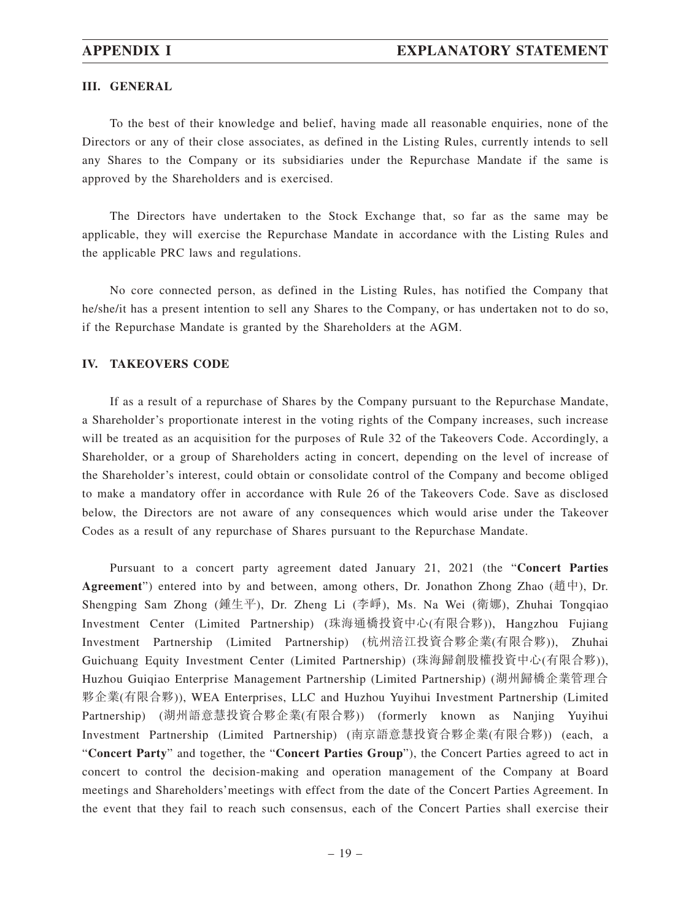### III. GENERAL

To the best of their knowledge and belief, having made all reasonable enquiries, none of the Directors or any of their close associates, as defined in the Listing Rules, currently intends to sell any Shares to the Company or its subsidiaries under the Repurchase Mandate if the same is approved by the Shareholders and is exercised.

The Directors have undertaken to the Stock Exchange that, so far as the same may be applicable, they will exercise the Repurchase Mandate in accordance with the Listing Rules and the applicable PRC laws and regulations.

No core connected person, as defined in the Listing Rules, has notified the Company that he/she/it has a present intention to sell any Shares to the Company, or has undertaken not to do so, if the Repurchase Mandate is granted by the Shareholders at the AGM.

### IV. TAKEOVERS CODE

If as a result of a repurchase of Shares by the Company pursuant to the Repurchase Mandate, a Shareholder's proportionate interest in the voting rights of the Company increases, such increase will be treated as an acquisition for the purposes of Rule 32 of the Takeovers Code. Accordingly, a Shareholder, or a group of Shareholders acting in concert, depending on the level of increase of the Shareholder's interest, could obtain or consolidate control of the Company and become obliged to make a mandatory offer in accordance with Rule 26 of the Takeovers Code. Save as disclosed below, the Directors are not aware of any consequences which would arise under the Takeover Codes as a result of any repurchase of Shares pursuant to the Repurchase Mandate.

Pursuant to a concert party agreement dated January 21, 2021 (the "**Concert Parties Agreement**") entered into by and between, among others, Dr. Jonathon Zhong Zhao (趙中), Dr. Shengping Sam Zhong (鍾生平), Dr. Zheng Li (李崢), Ms. Na Wei (衛娜), Zhuhai Tongqiao Investment Center (Limited Partnership) (珠海通橋投資中心(有限合夥)), Hangzhou Fujiang Investment Partnership (Limited Partnership) (杭州涪江投資合夥企業(有限合夥)), Zhuhai Guichuang Equity Investment Center (Limited Partnership) (珠海歸創股權投資中心(有限合夥)), Huzhou Guiqiao Enterprise Management Partnership (Limited Partnership) (湖州歸橋企業管理合夥企業(有限合夥)), WEA Enterprises, LLC and Huzhou Yuyihui Investment Partnership (Limited Partnership) (湖州語意慧投資合夥企業(有限合夥)) (formerly known as Nanjing Yuyihui Investment Partnership (Limited Partnership) (南京語意慧投資合夥企業(有限合夥)) (each, a "**Concert Party**" and together, the "**Concert Parties Group**"), the Concert Parties agreed to act in concert to control the decision-making and operation management of the Company at Board meetings and Shareholders' meetings with effect from the date of the Concert Parties Agreement. In the event that they fail to reach such consensus, each of the Concert Parties shall exercise their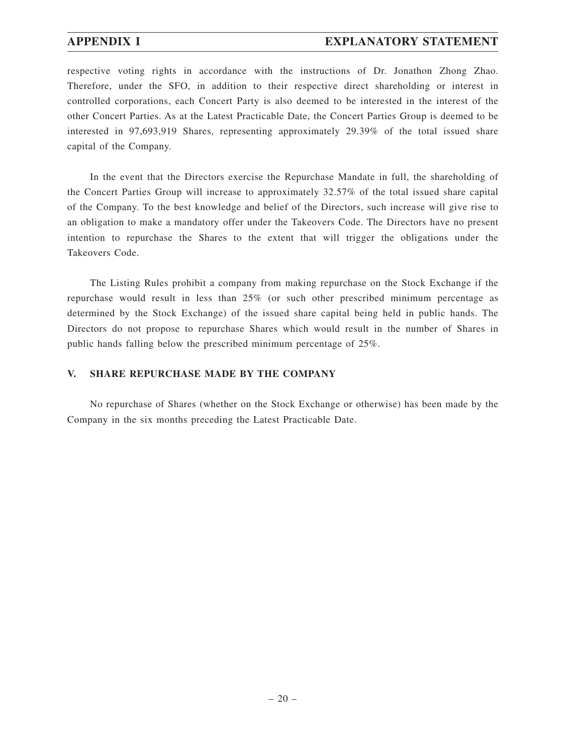respective voting rights in accordance with the instructions of Dr. Jonathon Zhong Zhao. Therefore, under the SFO, in addition to their respective direct shareholding or interest in controlled corporations, each Concert Party is also deemed to be interested in the interest of the other Concert Parties. As at the Latest Practicable Date, the Concert Parties Group is deemed to be interested in 97,693,919 Shares, representing approximately 29.39% of the total issued share capital of the Company.

In the event that the Directors exercise the Repurchase Mandate in full, the shareholding of the Concert Parties Group will increase to approximately 32.57% of the total issued share capital of the Company. To the best knowledge and belief of the Directors, such increase will give rise to an obligation to make a mandatory offer under the Takeovers Code. The Directors have no present intention to repurchase the Shares to the extent that will trigger the obligations under the Takeovers Code.

The Listing Rules prohibit a company from making repurchase on the Stock Exchange if the repurchase would result in less than 25% (or such other prescribed minimum percentage as determined by the Stock Exchange) of the issued share capital being held in public hands. The Directors do not propose to repurchase Shares which would result in the number of Shares in public hands falling below the prescribed minimum percentage of 25%.

## V. SHARE REPURCHASE MADE BY THE COMPANY

No repurchase of Shares (whether on the Stock Exchange or otherwise) has been made by the Company in the six months preceding the Latest Practicable Date.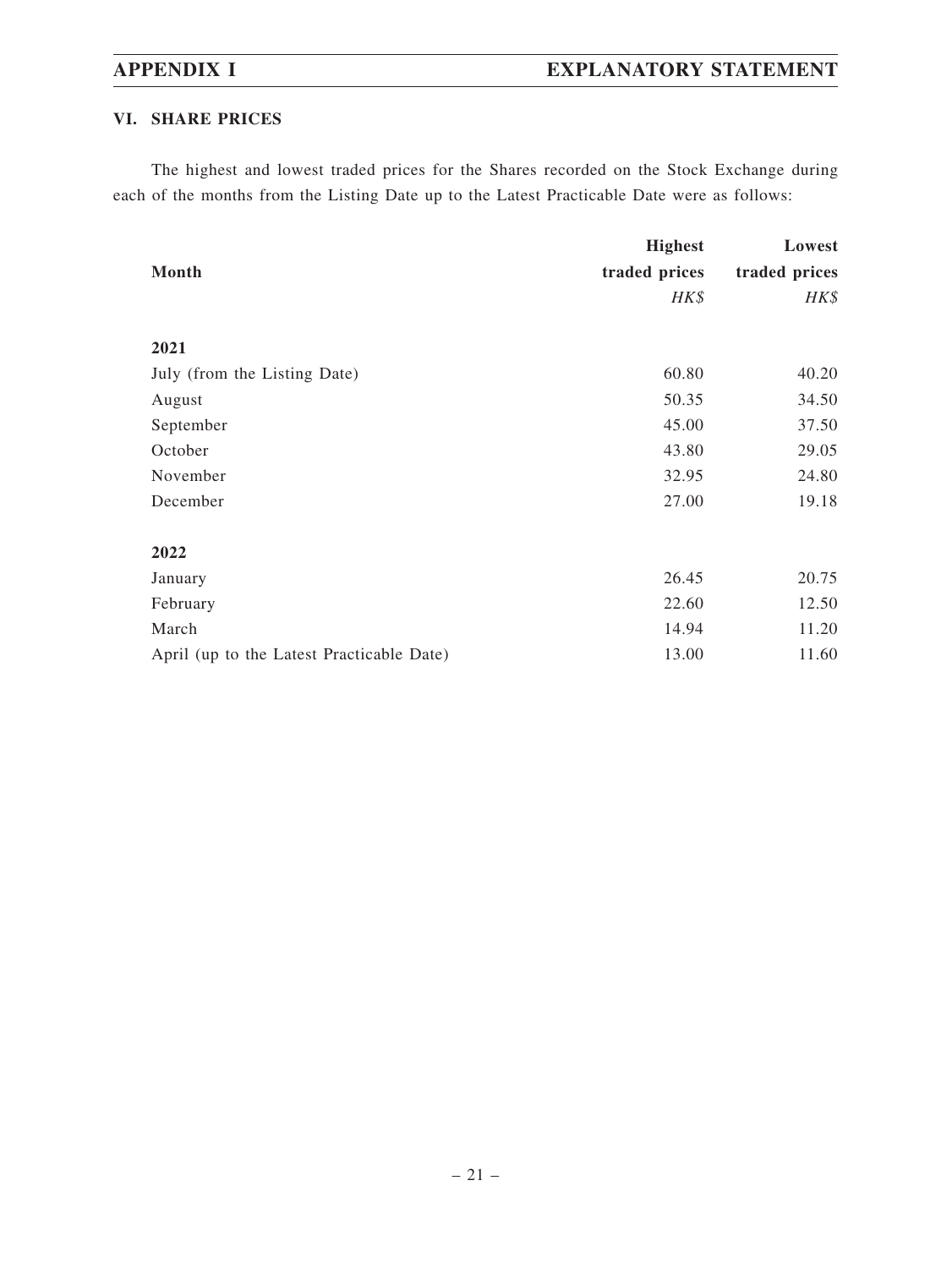## VI. SHARE PRICES

The highest and lowest traded prices for the Shares recorded on the Stock Exchange during each of the months from the Listing Date up to the Latest Practicable Date were as follows:

| Month | Highest traded prices | Lowest traded prices |
|---|---|---|
| | *HK$* | *HK$* |
| **2021** | | |
| July (from the Listing Date) | 60.80 | 40.20 |
| August | 50.35 | 34.50 |
| September | 45.00 | 37.50 |
| October | 43.80 | 29.05 |
| November | 32.95 | 24.80 |
| December | 27.00 | 19.18 |
| **2022** | | |
| January | 26.45 | 20.75 |
| February | 22.60 | 12.50 |
| March | 14.94 | 11.20 |
| April (up to the Latest Practicable Date) | 13.00 | 11.60 |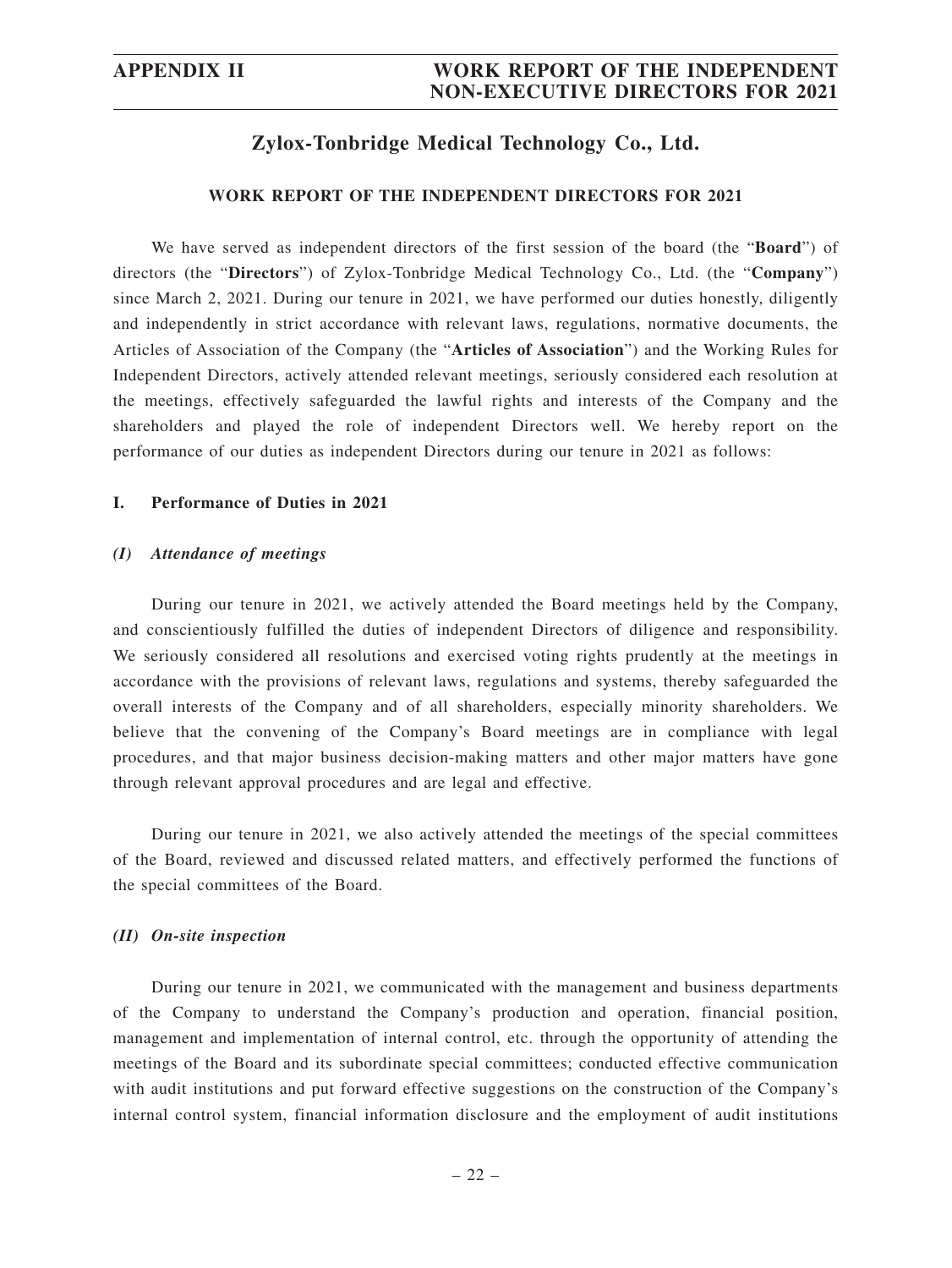## Zylox-Tonbridge Medical Technology Co., Ltd.

### WORK REPORT OF THE INDEPENDENT DIRECTORS FOR 2021

We have served as independent directors of the first session of the board (the "**Board**") of directors (the "**Directors**") of Zylox-Tonbridge Medical Technology Co., Ltd. (the "**Company**") since March 2, 2021. During our tenure in 2021, we have performed our duties honestly, diligently and independently in strict accordance with relevant laws, regulations, normative documents, the Articles of Association of the Company (the "**Articles of Association**") and the Working Rules for Independent Directors, actively attended relevant meetings, seriously considered each resolution at the meetings, effectively safeguarded the lawful rights and interests of the Company and the shareholders and played the role of independent Directors well. We hereby report on the performance of our duties as independent Directors during our tenure in 2021 as follows:

#### I. Performance of Duties in 2021

##### *(I) Attendance of meetings*

During our tenure in 2021, we actively attended the Board meetings held by the Company, and conscientiously fulfilled the duties of independent Directors of diligence and responsibility. We seriously considered all resolutions and exercised voting rights prudently at the meetings in accordance with the provisions of relevant laws, regulations and systems, thereby safeguarded the overall interests of the Company and of all shareholders, especially minority shareholders. We believe that the convening of the Company's Board meetings are in compliance with legal procedures, and that major business decision-making matters and other major matters have gone through relevant approval procedures and are legal and effective.

During our tenure in 2021, we also actively attended the meetings of the special committees of the Board, reviewed and discussed related matters, and effectively performed the functions of the special committees of the Board.

##### *(II) On-site inspection*

During our tenure in 2021, we communicated with the management and business departments of the Company to understand the Company's production and operation, financial position, management and implementation of internal control, etc. through the opportunity of attending the meetings of the Board and its subordinate special committees; conducted effective communication with audit institutions and put forward effective suggestions on the construction of the Company's internal control system, financial information disclosure and the employment of audit institutions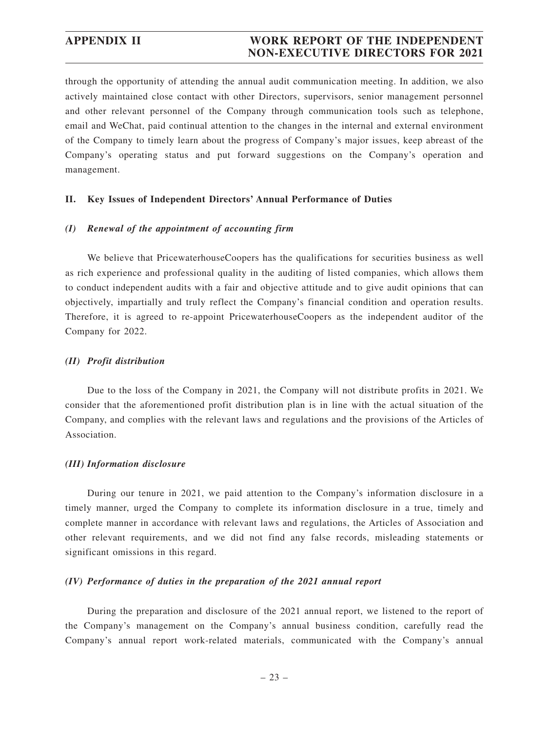through the opportunity of attending the annual audit communication meeting. In addition, we also actively maintained close contact with other Directors, supervisors, senior management personnel and other relevant personnel of the Company through communication tools such as telephone, email and WeChat, paid continual attention to the changes in the internal and external environment of the Company to timely learn about the progress of Company's major issues, keep abreast of the Company's operating status and put forward suggestions on the Company's operation and management.

## II. Key Issues of Independent Directors' Annual Performance of Duties

### *(I) Renewal of the appointment of accounting firm*

We believe that PricewaterhouseCoopers has the qualifications for securities business as well as rich experience and professional quality in the auditing of listed companies, which allows them to conduct independent audits with a fair and objective attitude and to give audit opinions that can objectively, impartially and truly reflect the Company's financial condition and operation results. Therefore, it is agreed to re-appoint PricewaterhouseCoopers as the independent auditor of the Company for 2022.

### *(II) Profit distribution*

Due to the loss of the Company in 2021, the Company will not distribute profits in 2021. We consider that the aforementioned profit distribution plan is in line with the actual situation of the Company, and complies with the relevant laws and regulations and the provisions of the Articles of Association.

### *(III) Information disclosure*

During our tenure in 2021, we paid attention to the Company's information disclosure in a timely manner, urged the Company to complete its information disclosure in a true, timely and complete manner in accordance with relevant laws and regulations, the Articles of Association and other relevant requirements, and we did not find any false records, misleading statements or significant omissions in this regard.

### *(IV) Performance of duties in the preparation of the 2021 annual report*

During the preparation and disclosure of the 2021 annual report, we listened to the report of the Company's management on the Company's annual business condition, carefully read the Company's annual report work-related materials, communicated with the Company's annual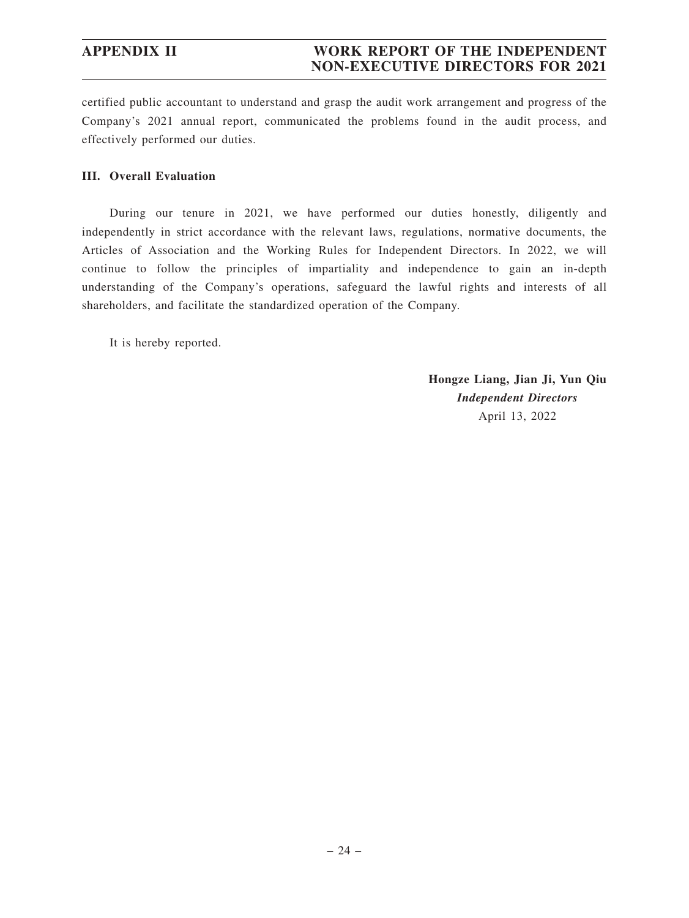certified public accountant to understand and grasp the audit work arrangement and progress of the Company's 2021 annual report, communicated the problems found in the audit process, and effectively performed our duties.

### III. Overall Evaluation

During our tenure in 2021, we have performed our duties honestly, diligently and independently in strict accordance with the relevant laws, regulations, normative documents, the Articles of Association and the Working Rules for Independent Directors. In 2022, we will continue to follow the principles of impartiality and independence to gain an in-depth understanding of the Company's operations, safeguard the lawful rights and interests of all shareholders, and facilitate the standardized operation of the Company.

It is hereby reported.

**Hongze Liang, Jian Ji, Yun Qiu**
***Independent Directors***
April 13, 2022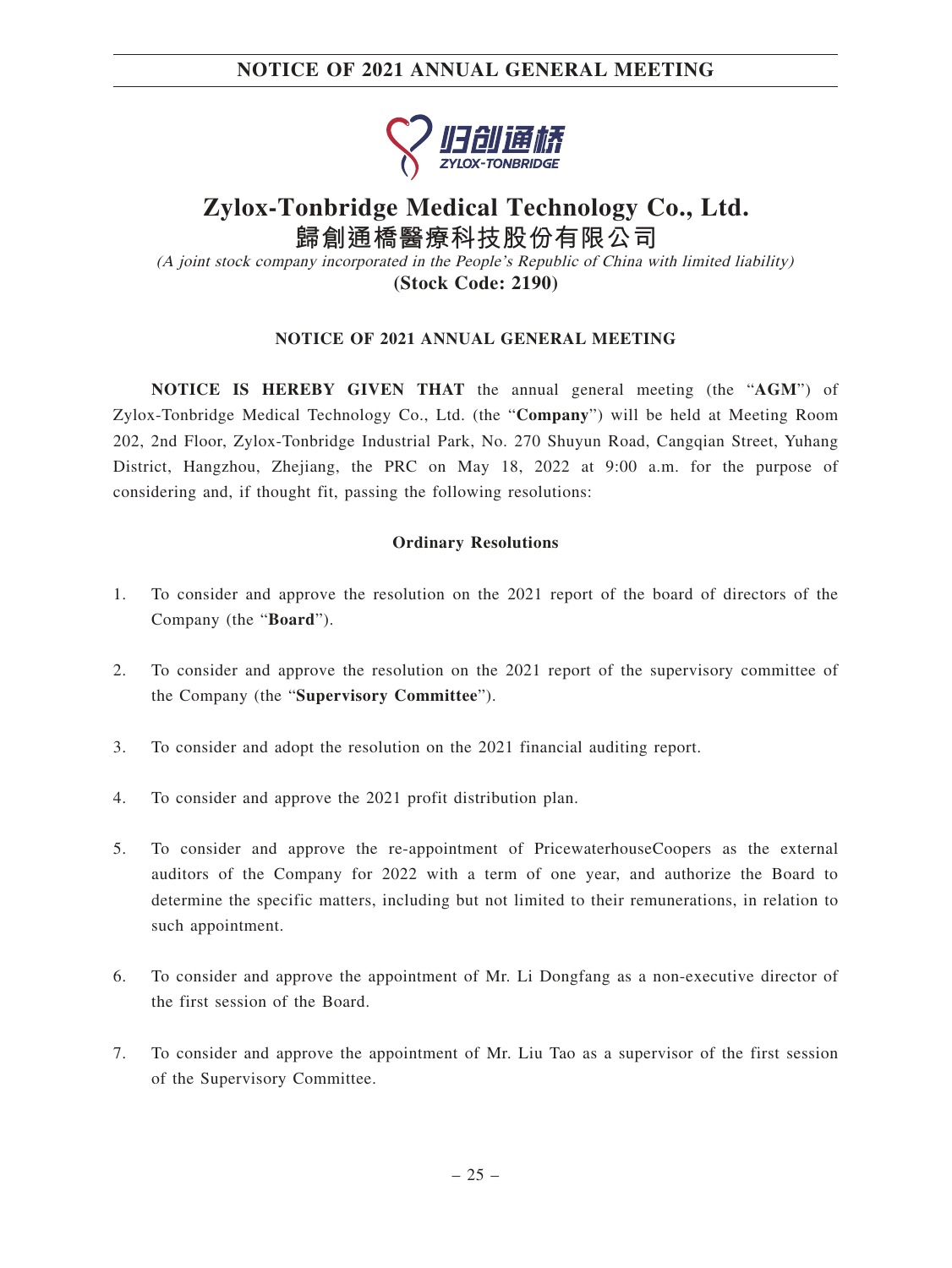# Zylox-Tonbridge Medical Technology Co., Ltd.

# 歸創通橋醫療科技股份有限公司

*(A joint stock company incorporated in the People's Republic of China with limited liability)*

**(Stock Code: 2190)**

## NOTICE OF 2021 ANNUAL GENERAL MEETING

**NOTICE IS HEREBY GIVEN THAT** the annual general meeting (the "**AGM**") of Zylox-Tonbridge Medical Technology Co., Ltd. (the "**Company**") will be held at Meeting Room 202, 2nd Floor, Zylox-Tonbridge Industrial Park, No. 270 Shuyun Road, Cangqian Street, Yuhang District, Hangzhou, Zhejiang, the PRC on May 18, 2022 at 9:00 a.m. for the purpose of considering and, if thought fit, passing the following resolutions:

### Ordinary Resolutions

1. To consider and approve the resolution on the 2021 report of the board of directors of the Company (the "**Board**").

2. To consider and approve the resolution on the 2021 report of the supervisory committee of the Company (the "**Supervisory Committee**").

3. To consider and adopt the resolution on the 2021 financial auditing report.

4. To consider and approve the 2021 profit distribution plan.

5. To consider and approve the re-appointment of PricewaterhouseCoopers as the external auditors of the Company for 2022 with a term of one year, and authorize the Board to determine the specific matters, including but not limited to their remunerations, in relation to such appointment.

6. To consider and approve the appointment of Mr. Li Dongfang as a non-executive director of the first session of the Board.

7. To consider and approve the appointment of Mr. Liu Tao as a supervisor of the first session of the Supervisory Committee.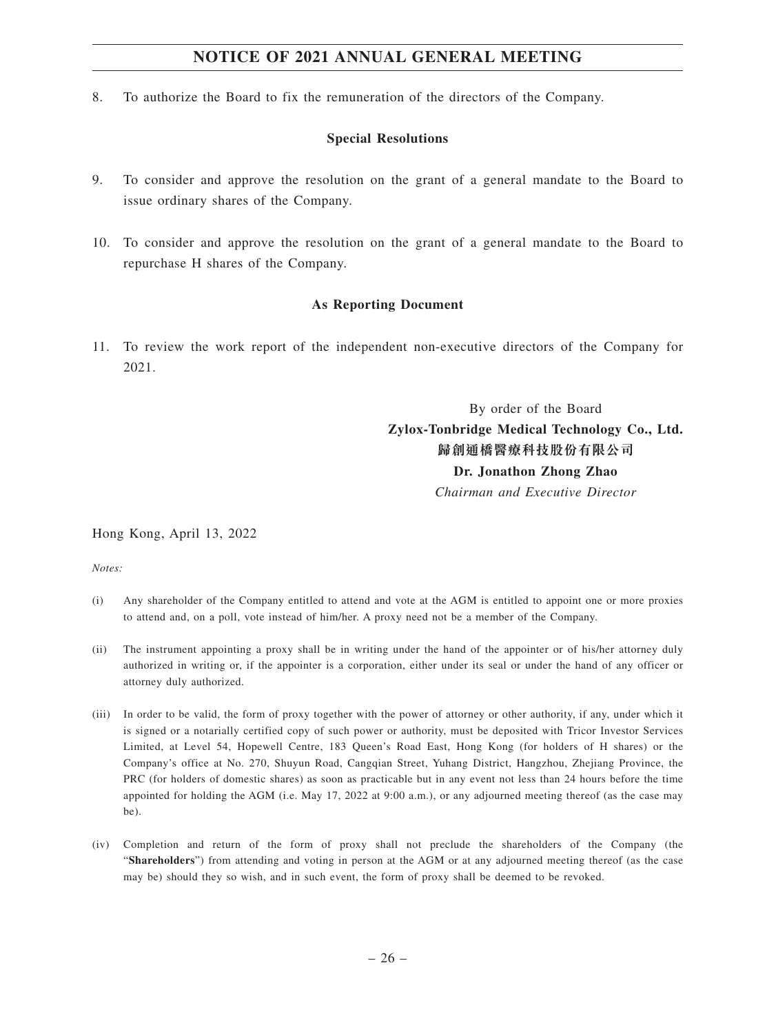8. To authorize the Board to fix the remuneration of the directors of the Company.

**Special Resolutions**

9. To consider and approve the resolution on the grant of a general mandate to the Board to issue ordinary shares of the Company.

10. To consider and approve the resolution on the grant of a general mandate to the Board to repurchase H shares of the Company.

**As Reporting Document**

11. To review the work report of the independent non-executive directors of the Company for 2021.

By order of the Board
**Zylox-Tonbridge Medical Technology Co., Ltd.**
**歸創通橋醫療科技股份有限公司**
**Dr. Jonathon Zhong Zhao**
*Chairman and Executive Director*

Hong Kong, April 13, 2022

*Notes:*

(i) Any shareholder of the Company entitled to attend and vote at the AGM is entitled to appoint one or more proxies to attend and, on a poll, vote instead of him/her. A proxy need not be a member of the Company.

(ii) The instrument appointing a proxy shall be in writing under the hand of the appointer or of his/her attorney duly authorized in writing or, if the appointer is a corporation, either under its seal or under the hand of any officer or attorney duly authorized.

(iii) In order to be valid, the form of proxy together with the power of attorney or other authority, if any, under which it is signed or a notarially certified copy of such power or authority, must be deposited with Tricor Investor Services Limited, at Level 54, Hopewell Centre, 183 Queen's Road East, Hong Kong (for holders of H shares) or the Company's office at No. 270, Shuyun Road, Cangqian Street, Yuhang District, Hangzhou, Zhejiang Province, the PRC (for holders of domestic shares) as soon as practicable but in any event not less than 24 hours before the time appointed for holding the AGM (i.e. May 17, 2022 at 9:00 a.m.), or any adjourned meeting thereof (as the case may be).

(iv) Completion and return of the form of proxy shall not preclude the shareholders of the Company (the "**Shareholders**") from attending and voting in person at the AGM or at any adjourned meeting thereof (as the case may be) should they so wish, and in such event, the form of proxy shall be deemed to be revoked.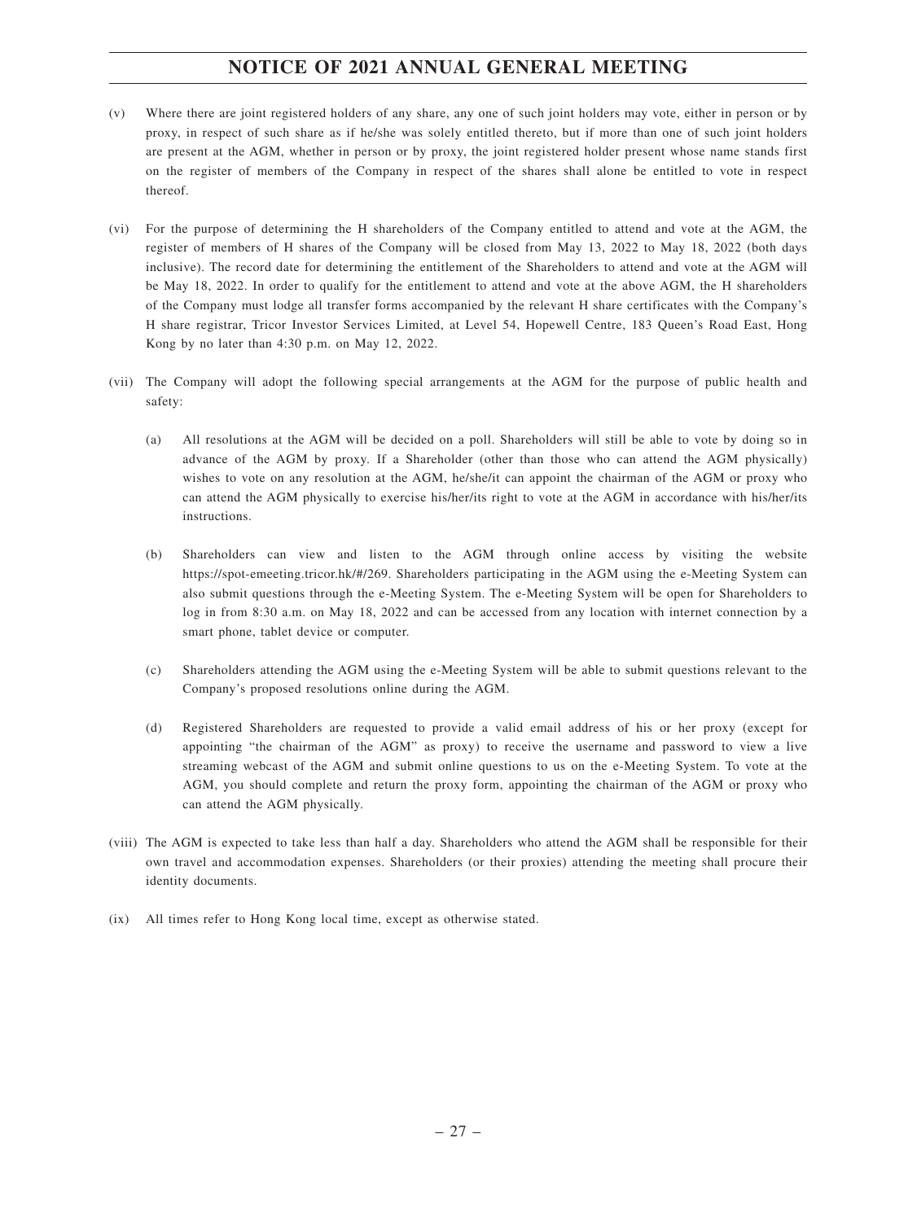(v) Where there are joint registered holders of any share, any one of such joint holders may vote, either in person or by proxy, in respect of such share as if he/she was solely entitled thereto, but if more than one of such joint holders are present at the AGM, whether in person or by proxy, the joint registered holder present whose name stands first on the register of members of the Company in respect of the shares shall alone be entitled to vote in respect thereof.

(vi) For the purpose of determining the H shareholders of the Company entitled to attend and vote at the AGM, the register of members of H shares of the Company will be closed from May 13, 2022 to May 18, 2022 (both days inclusive). The record date for determining the entitlement of the Shareholders to attend and vote at the AGM will be May 18, 2022. In order to qualify for the entitlement to attend and vote at the above AGM, the H shareholders of the Company must lodge all transfer forms accompanied by the relevant H share certificates with the Company's H share registrar, Tricor Investor Services Limited, at Level 54, Hopewell Centre, 183 Queen's Road East, Hong Kong by no later than 4:30 p.m. on May 12, 2022.

(vii) The Company will adopt the following special arrangements at the AGM for the purpose of public health and safety:

(a) All resolutions at the AGM will be decided on a poll. Shareholders will still be able to vote by doing so in advance of the AGM by proxy. If a Shareholder (other than those who can attend the AGM physically) wishes to vote on any resolution at the AGM, he/she/it can appoint the chairman of the AGM or proxy who can attend the AGM physically to exercise his/her/its right to vote at the AGM in accordance with his/her/its instructions.

(b) Shareholders can view and listen to the AGM through online access by visiting the website https://spot-emeeting.tricor.hk/#/269. Shareholders participating in the AGM using the e-Meeting System can also submit questions through the e-Meeting System. The e-Meeting System will be open for Shareholders to log in from 8:30 a.m. on May 18, 2022 and can be accessed from any location with internet connection by a smart phone, tablet device or computer.

(c) Shareholders attending the AGM using the e-Meeting System will be able to submit questions relevant to the Company's proposed resolutions online during the AGM.

(d) Registered Shareholders are requested to provide a valid email address of his or her proxy (except for appointing "the chairman of the AGM" as proxy) to receive the username and password to view a live streaming webcast of the AGM and submit online questions to us on the e-Meeting System. To vote at the AGM, you should complete and return the proxy form, appointing the chairman of the AGM or proxy who can attend the AGM physically.

(viii) The AGM is expected to take less than half a day. Shareholders who attend the AGM shall be responsible for their own travel and accommodation expenses. Shareholders (or their proxies) attending the meeting shall procure their identity documents.

(ix) All times refer to Hong Kong local time, except as otherwise stated.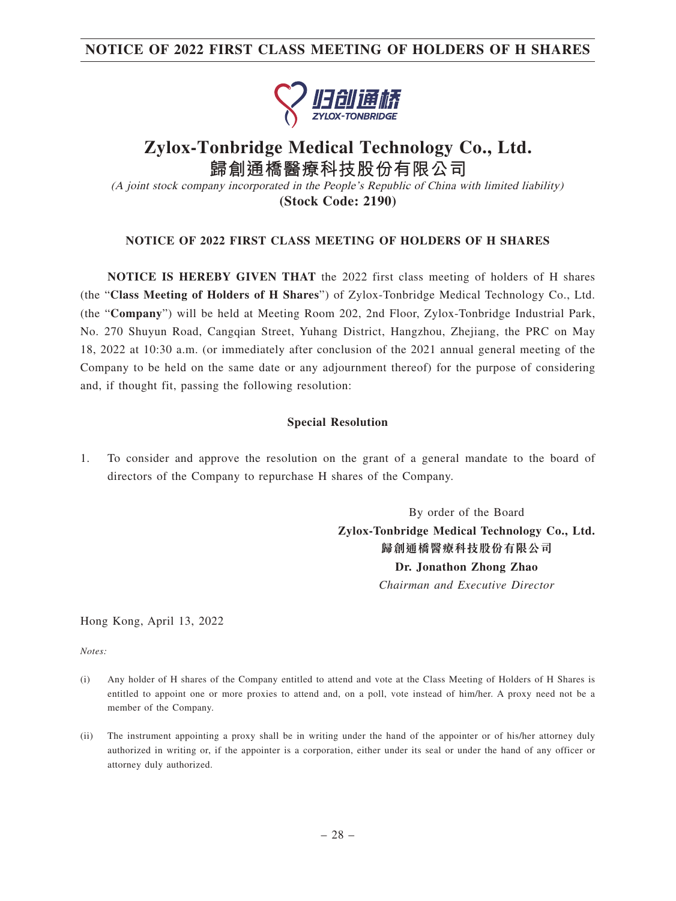# Zylox-Tonbridge Medical Technology Co., Ltd.
# 歸創通橋醫療科技股份有限公司

*(A joint stock company incorporated in the People's Republic of China with limited liability)*

**(Stock Code: 2190)**

## NOTICE OF 2022 FIRST CLASS MEETING OF HOLDERS OF H SHARES

**NOTICE IS HEREBY GIVEN THAT** the 2022 first class meeting of holders of H shares (the "**Class Meeting of Holders of H Shares**") of Zylox-Tonbridge Medical Technology Co., Ltd. (the "**Company**") will be held at Meeting Room 202, 2nd Floor, Zylox-Tonbridge Industrial Park, No. 270 Shuyun Road, Cangqian Street, Yuhang District, Hangzhou, Zhejiang, the PRC on May 18, 2022 at 10:30 a.m. (or immediately after conclusion of the 2021 annual general meeting of the Company to be held on the same date or any adjournment thereof) for the purpose of considering and, if thought fit, passing the following resolution:

### Special Resolution

1. To consider and approve the resolution on the grant of a general mandate to the board of directors of the Company to repurchase H shares of the Company.

By order of the Board
**Zylox-Tonbridge Medical Technology Co., Ltd.**
**歸創通橋醫療科技股份有限公司**
**Dr. Jonathon Zhong Zhao**
*Chairman and Executive Director*

Hong Kong, April 13, 2022

*Notes:*

(i) Any holder of H shares of the Company entitled to attend and vote at the Class Meeting of Holders of H Shares is entitled to appoint one or more proxies to attend and, on a poll, vote instead of him/her. A proxy need not be a member of the Company.

(ii) The instrument appointing a proxy shall be in writing under the hand of the appointer or of his/her attorney duly authorized in writing or, if the appointer is a corporation, either under its seal or under the hand of any officer or attorney duly authorized.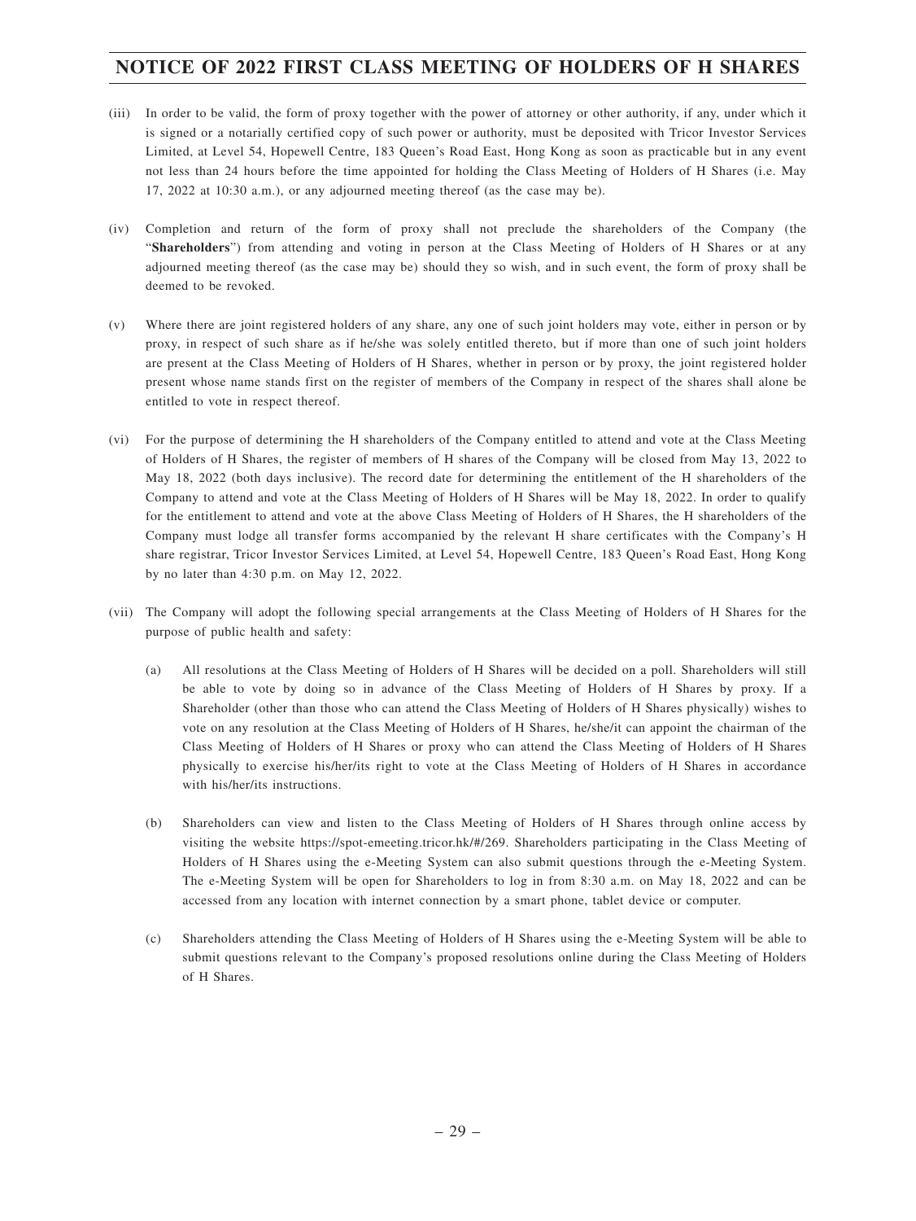(iii) In order to be valid, the form of proxy together with the power of attorney or other authority, if any, under which it is signed or a notarially certified copy of such power or authority, must be deposited with Tricor Investor Services Limited, at Level 54, Hopewell Centre, 183 Queen's Road East, Hong Kong as soon as practicable but in any event not less than 24 hours before the time appointed for holding the Class Meeting of Holders of H Shares (i.e. May 17, 2022 at 10:30 a.m.), or any adjourned meeting thereof (as the case may be).

(iv) Completion and return of the form of proxy shall not preclude the shareholders of the Company (the "**Shareholders**") from attending and voting in person at the Class Meeting of Holders of H Shares or at any adjourned meeting thereof (as the case may be) should they so wish, and in such event, the form of proxy shall be deemed to be revoked.

(v) Where there are joint registered holders of any share, any one of such joint holders may vote, either in person or by proxy, in respect of such share as if he/she was solely entitled thereto, but if more than one of such joint holders are present at the Class Meeting of Holders of H Shares, whether in person or by proxy, the joint registered holder present whose name stands first on the register of members of the Company in respect of the shares shall alone be entitled to vote in respect thereof.

(vi) For the purpose of determining the H shareholders of the Company entitled to attend and vote at the Class Meeting of Holders of H Shares, the register of members of H shares of the Company will be closed from May 13, 2022 to May 18, 2022 (both days inclusive). The record date for determining the entitlement of the H shareholders of the Company to attend and vote at the Class Meeting of Holders of H Shares will be May 18, 2022. In order to qualify for the entitlement to attend and vote at the above Class Meeting of Holders of H Shares, the H shareholders of the Company must lodge all transfer forms accompanied by the relevant H share certificates with the Company's H share registrar, Tricor Investor Services Limited, at Level 54, Hopewell Centre, 183 Queen's Road East, Hong Kong by no later than 4:30 p.m. on May 12, 2022.

(vii) The Company will adopt the following special arrangements at the Class Meeting of Holders of H Shares for the purpose of public health and safety:

(a) All resolutions at the Class Meeting of Holders of H Shares will be decided on a poll. Shareholders will still be able to vote by doing so in advance of the Class Meeting of Holders of H Shares by proxy. If a Shareholder (other than those who can attend the Class Meeting of Holders of H Shares physically) wishes to vote on any resolution at the Class Meeting of Holders of H Shares, he/she/it can appoint the chairman of the Class Meeting of Holders of H Shares or proxy who can attend the Class Meeting of Holders of H Shares physically to exercise his/her/its right to vote at the Class Meeting of Holders of H Shares in accordance with his/her/its instructions.

(b) Shareholders can view and listen to the Class Meeting of Holders of H Shares through online access by visiting the website https://spot-emeeting.tricor.hk/#/269. Shareholders participating in the Class Meeting of Holders of H Shares using the e-Meeting System can also submit questions through the e-Meeting System. The e-Meeting System will be open for Shareholders to log in from 8:30 a.m. on May 18, 2022 and can be accessed from any location with internet connection by a smart phone, tablet device or computer.

(c) Shareholders attending the Class Meeting of Holders of H Shares using the e-Meeting System will be able to submit questions relevant to the Company's proposed resolutions online during the Class Meeting of Holders of H Shares.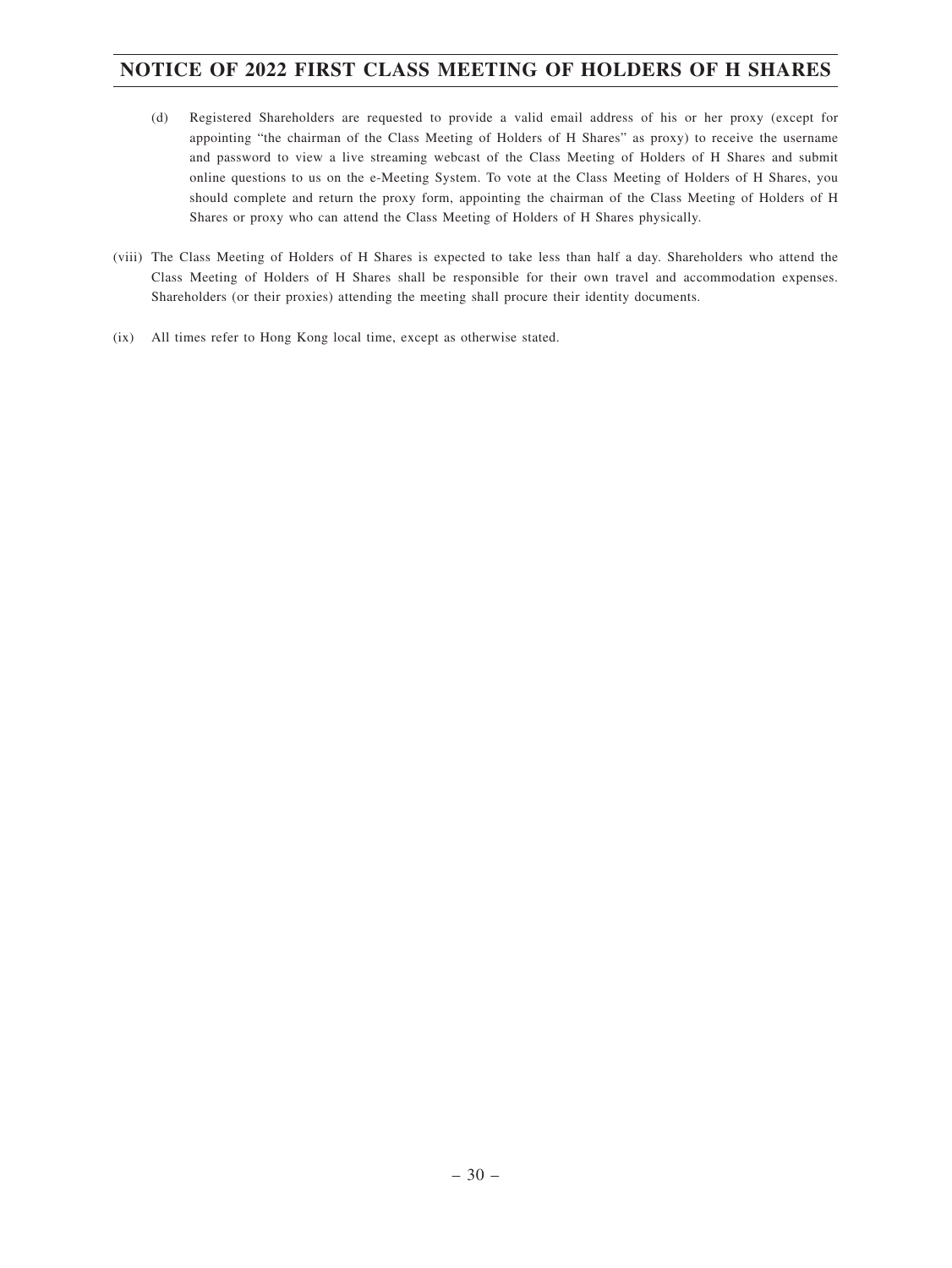(d) Registered Shareholders are requested to provide a valid email address of his or her proxy (except for appointing "the chairman of the Class Meeting of Holders of H Shares" as proxy) to receive the username and password to view a live streaming webcast of the Class Meeting of Holders of H Shares and submit online questions to us on the e-Meeting System. To vote at the Class Meeting of Holders of H Shares, you should complete and return the proxy form, appointing the chairman of the Class Meeting of Holders of H Shares or proxy who can attend the Class Meeting of Holders of H Shares physically.

(viii) The Class Meeting of Holders of H Shares is expected to take less than half a day. Shareholders who attend the Class Meeting of Holders of H Shares shall be responsible for their own travel and accommodation expenses. Shareholders (or their proxies) attending the meeting shall procure their identity documents.

(ix) All times refer to Hong Kong local time, except as otherwise stated.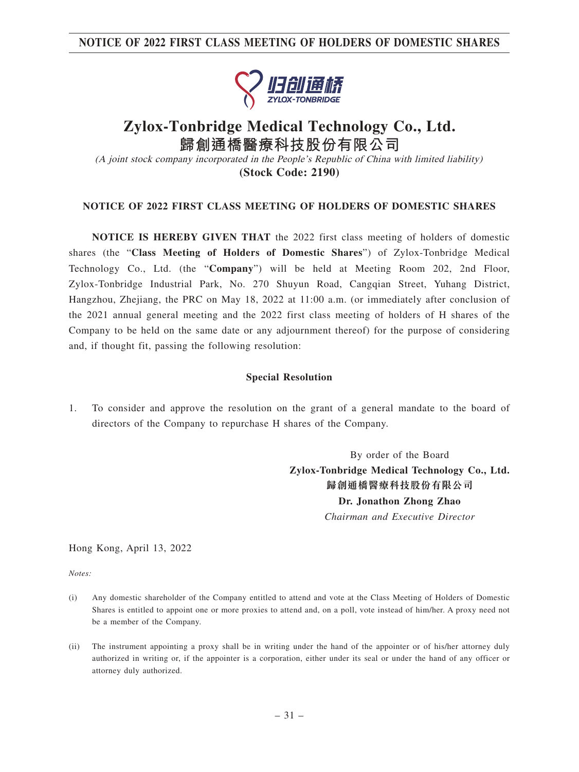# Zylox-Tonbridge Medical Technology Co., Ltd.

# 歸創通橋醫療科技股份有限公司

*(A joint stock company incorporated in the People's Republic of China with limited liability)*

**(Stock Code: 2190)**

## NOTICE OF 2022 FIRST CLASS MEETING OF HOLDERS OF DOMESTIC SHARES

**NOTICE IS HEREBY GIVEN THAT** the 2022 first class meeting of holders of domestic shares (the "**Class Meeting of Holders of Domestic Shares**") of Zylox-Tonbridge Medical Technology Co., Ltd. (the "**Company**") will be held at Meeting Room 202, 2nd Floor, Zylox-Tonbridge Industrial Park, No. 270 Shuyun Road, Cangqian Street, Yuhang District, Hangzhou, Zhejiang, the PRC on May 18, 2022 at 11:00 a.m. (or immediately after conclusion of the 2021 annual general meeting and the 2022 first class meeting of holders of H shares of the Company to be held on the same date or any adjournment thereof) for the purpose of considering and, if thought fit, passing the following resolution:

### Special Resolution

1. To consider and approve the resolution on the grant of a general mandate to the board of directors of the Company to repurchase H shares of the Company.

By order of the Board
**Zylox-Tonbridge Medical Technology Co., Ltd.**
**歸創通橋醫療科技股份有限公司**
**Dr. Jonathon Zhong Zhao**
*Chairman and Executive Director*

Hong Kong, April 13, 2022

*Notes:*

(i) Any domestic shareholder of the Company entitled to attend and vote at the Class Meeting of Holders of Domestic Shares is entitled to appoint one or more proxies to attend and, on a poll, vote instead of him/her. A proxy need not be a member of the Company.

(ii) The instrument appointing a proxy shall be in writing under the hand of the appointer or of his/her attorney duly authorized in writing or, if the appointer is a corporation, either under its seal or under the hand of any officer or attorney duly authorized.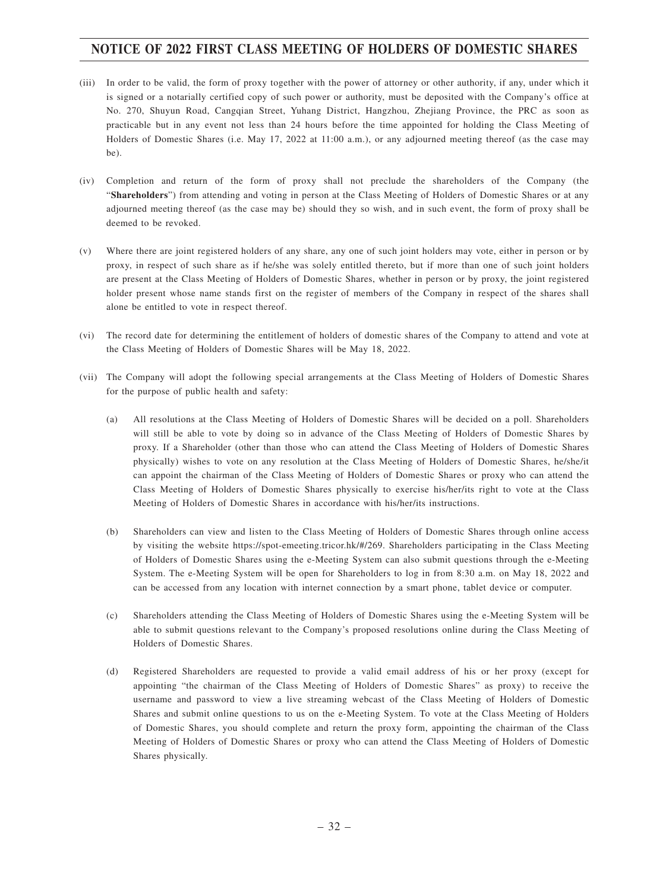(iii) In order to be valid, the form of proxy together with the power of attorney or other authority, if any, under which it is signed or a notarially certified copy of such power or authority, must be deposited with the Company's office at No. 270, Shuyun Road, Cangqian Street, Yuhang District, Hangzhou, Zhejiang Province, the PRC as soon as practicable but in any event not less than 24 hours before the time appointed for holding the Class Meeting of Holders of Domestic Shares (i.e. May 17, 2022 at 11:00 a.m.), or any adjourned meeting thereof (as the case may be).

(iv) Completion and return of the form of proxy shall not preclude the shareholders of the Company (the "**Shareholders**") from attending and voting in person at the Class Meeting of Holders of Domestic Shares or at any adjourned meeting thereof (as the case may be) should they so wish, and in such event, the form of proxy shall be deemed to be revoked.

(v) Where there are joint registered holders of any share, any one of such joint holders may vote, either in person or by proxy, in respect of such share as if he/she was solely entitled thereto, but if more than one of such joint holders are present at the Class Meeting of Holders of Domestic Shares, whether in person or by proxy, the joint registered holder present whose name stands first on the register of members of the Company in respect of the shares shall alone be entitled to vote in respect thereof.

(vi) The record date for determining the entitlement of holders of domestic shares of the Company to attend and vote at the Class Meeting of Holders of Domestic Shares will be May 18, 2022.

(vii) The Company will adopt the following special arrangements at the Class Meeting of Holders of Domestic Shares for the purpose of public health and safety:

(a) All resolutions at the Class Meeting of Holders of Domestic Shares will be decided on a poll. Shareholders will still be able to vote by doing so in advance of the Class Meeting of Holders of Domestic Shares by proxy. If a Shareholder (other than those who can attend the Class Meeting of Holders of Domestic Shares physically) wishes to vote on any resolution at the Class Meeting of Holders of Domestic Shares, he/she/it can appoint the chairman of the Class Meeting of Holders of Domestic Shares or proxy who can attend the Class Meeting of Holders of Domestic Shares physically to exercise his/her/its right to vote at the Class Meeting of Holders of Domestic Shares in accordance with his/her/its instructions.

(b) Shareholders can view and listen to the Class Meeting of Holders of Domestic Shares through online access by visiting the website https://spot-emeeting.tricor.hk/#/269. Shareholders participating in the Class Meeting of Holders of Domestic Shares using the e-Meeting System can also submit questions through the e-Meeting System. The e-Meeting System will be open for Shareholders to log in from 8:30 a.m. on May 18, 2022 and can be accessed from any location with internet connection by a smart phone, tablet device or computer.

(c) Shareholders attending the Class Meeting of Holders of Domestic Shares using the e-Meeting System will be able to submit questions relevant to the Company's proposed resolutions online during the Class Meeting of Holders of Domestic Shares.

(d) Registered Shareholders are requested to provide a valid email address of his or her proxy (except for appointing "the chairman of the Class Meeting of Holders of Domestic Shares" as proxy) to receive the username and password to view a live streaming webcast of the Class Meeting of Holders of Domestic Shares and submit online questions to us on the e-Meeting System. To vote at the Class Meeting of Holders of Domestic Shares, you should complete and return the proxy form, appointing the chairman of the Class Meeting of Holders of Domestic Shares or proxy who can attend the Class Meeting of Holders of Domestic Shares physically.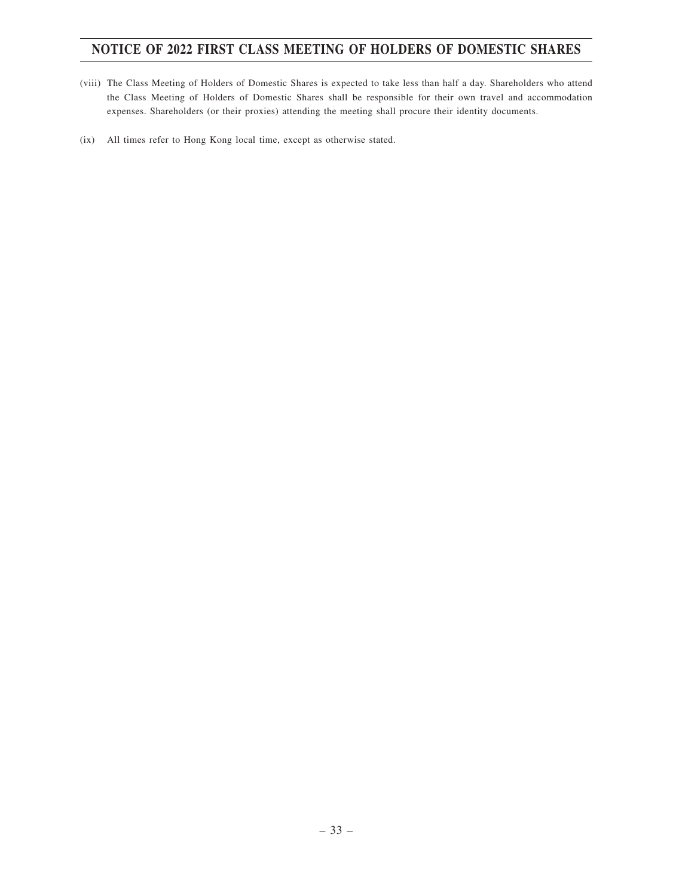(viii) The Class Meeting of Holders of Domestic Shares is expected to take less than half a day. Shareholders who attend the Class Meeting of Holders of Domestic Shares shall be responsible for their own travel and accommodation expenses. Shareholders (or their proxies) attending the meeting shall procure their identity documents.

(ix) All times refer to Hong Kong local time, except as otherwise stated.